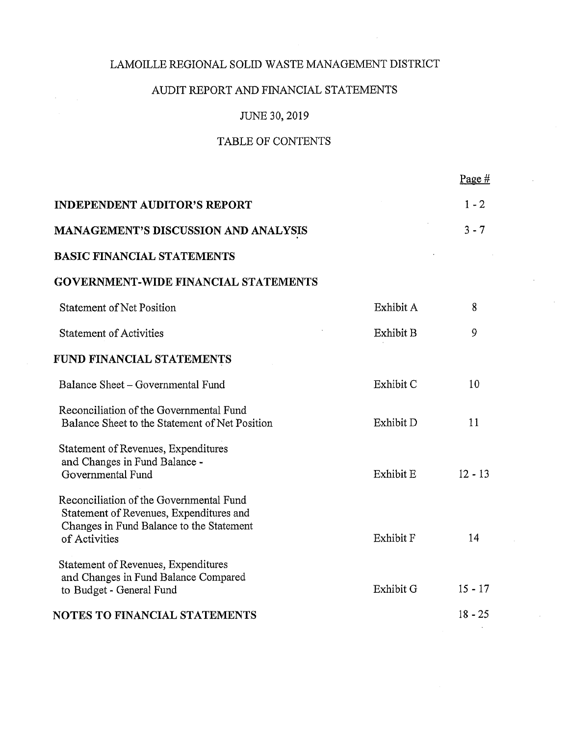# LAMOILLE REGIONAL SOLID WASTE MANAGEMENT DISTRICT

## AUDIT REPORT AND FINANCIAL STATEMENTS

## JUNE 30, 2019

## TABLE OF CONTENTS

| | | Page # |
|---|---|---|
| **INDEPENDENT AUDITOR'S REPORT** | | 1 - 2 |
| **MANAGEMENT'S DISCUSSION AND ANALYSIS** | | 3 - 7 |
| **BASIC FINANCIAL STATEMENTS** | | |
| **GOVERNMENT-WIDE FINANCIAL STATEMENTS** | | |
| Statement of Net Position | Exhibit A | 8 |
| Statement of Activities | Exhibit B | 9 |
| **FUND FINANCIAL STATEMENTS** | | |
| Balance Sheet – Governmental Fund | Exhibit C | 10 |
| Reconciliation of the Governmental Fund Balance Sheet to the Statement of Net Position | Exhibit D | 11 |
| Statement of Revenues, Expenditures and Changes in Fund Balance - Governmental Fund | Exhibit E | 12 - 13 |
| Reconciliation of the Governmental Fund Statement of Revenues, Expenditures and Changes in Fund Balance to the Statement of Activities | Exhibit F | 14 |
| Statement of Revenues, Expenditures and Changes in Fund Balance Compared to Budget - General Fund | Exhibit G | 15 - 17 |
| **NOTES TO FINANCIAL STATEMENTS** | | 18 - 25 |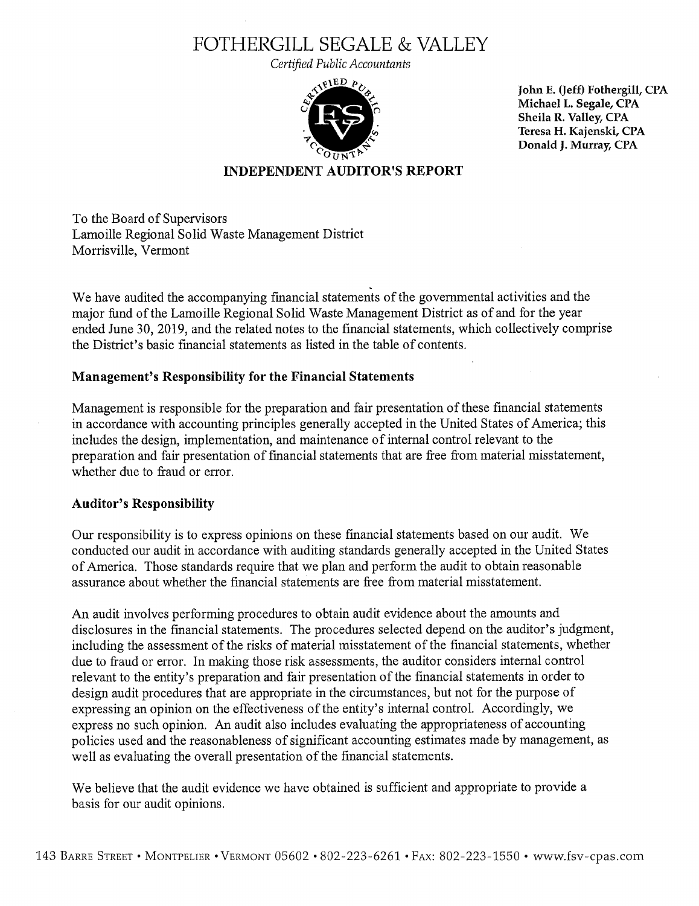# FOTHERGILL SEGALE & VALLEY

*Certified Public Accountants*

**John E. (Jeff) Fothergill, CPA**
**Michael L. Segale, CPA**
**Sheila R. Valley, CPA**
**Teresa H. Kajenski, CPA**
**Donald J. Murray, CPA**

## INDEPENDENT AUDITOR'S REPORT

To the Board of Supervisors
Lamoille Regional Solid Waste Management District
Morrisville, Vermont

We have audited the accompanying financial statements of the governmental activities and the major fund of the Lamoille Regional Solid Waste Management District as of and for the year ended June 30, 2019, and the related notes to the financial statements, which collectively comprise the District's basic financial statements as listed in the table of contents.

### Management's Responsibility for the Financial Statements

Management is responsible for the preparation and fair presentation of these financial statements in accordance with accounting principles generally accepted in the United States of America; this includes the design, implementation, and maintenance of internal control relevant to the preparation and fair presentation of financial statements that are free from material misstatement, whether due to fraud or error.

### Auditor's Responsibility

Our responsibility is to express opinions on these financial statements based on our audit. We conducted our audit in accordance with auditing standards generally accepted in the United States of America. Those standards require that we plan and perform the audit to obtain reasonable assurance about whether the financial statements are free from material misstatement.

An audit involves performing procedures to obtain audit evidence about the amounts and disclosures in the financial statements. The procedures selected depend on the auditor's judgment, including the assessment of the risks of material misstatement of the financial statements, whether due to fraud or error. In making those risk assessments, the auditor considers internal control relevant to the entity's preparation and fair presentation of the financial statements in order to design audit procedures that are appropriate in the circumstances, but not for the purpose of expressing an opinion on the effectiveness of the entity's internal control. Accordingly, we express no such opinion. An audit also includes evaluating the appropriateness of accounting policies used and the reasonableness of significant accounting estimates made by management, as well as evaluating the overall presentation of the financial statements.

We believe that the audit evidence we have obtained is sufficient and appropriate to provide a basis for our audit opinions.

143 Barre Street • Montpelier • Vermont 05602 • 802-223-6261 • Fax: 802-223-1550 • www.fsv-cpas.com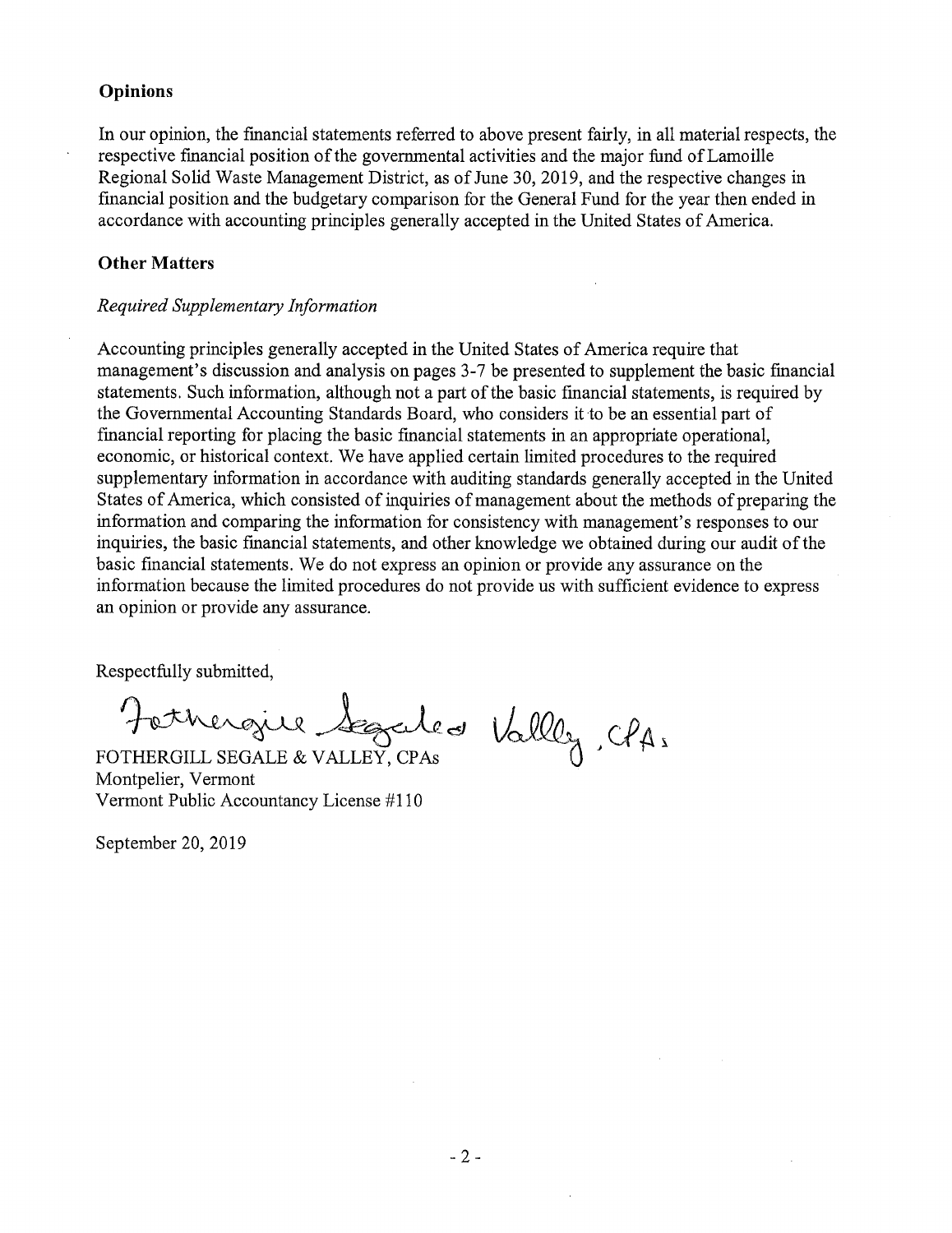## Opinions

In our opinion, the financial statements referred to above present fairly, in all material respects, the respective financial position of the governmental activities and the major fund of Lamoille Regional Solid Waste Management District, as of June 30, 2019, and the respective changes in financial position and the budgetary comparison for the General Fund for the year then ended in accordance with accounting principles generally accepted in the United States of America.

## Other Matters

### *Required Supplementary Information*

Accounting principles generally accepted in the United States of America require that management's discussion and analysis on pages 3-7 be presented to supplement the basic financial statements. Such information, although not a part of the basic financial statements, is required by the Governmental Accounting Standards Board, who considers it to be an essential part of financial reporting for placing the basic financial statements in an appropriate operational, economic, or historical context. We have applied certain limited procedures to the required supplementary information in accordance with auditing standards generally accepted in the United States of America, which consisted of inquiries of management about the methods of preparing the information and comparing the information for consistency with management's responses to our inquiries, the basic financial statements, and other knowledge we obtained during our audit of the basic financial statements. We do not express an opinion or provide any assurance on the information because the limited procedures do not provide us with sufficient evidence to express an opinion or provide any assurance.

Respectfully submitted,

Fothergill Segale & Valley, CPAs

FOTHERGILL SEGALE & VALLEY, CPAs
Montpelier, Vermont
Vermont Public Accountancy License #110

September 20, 2019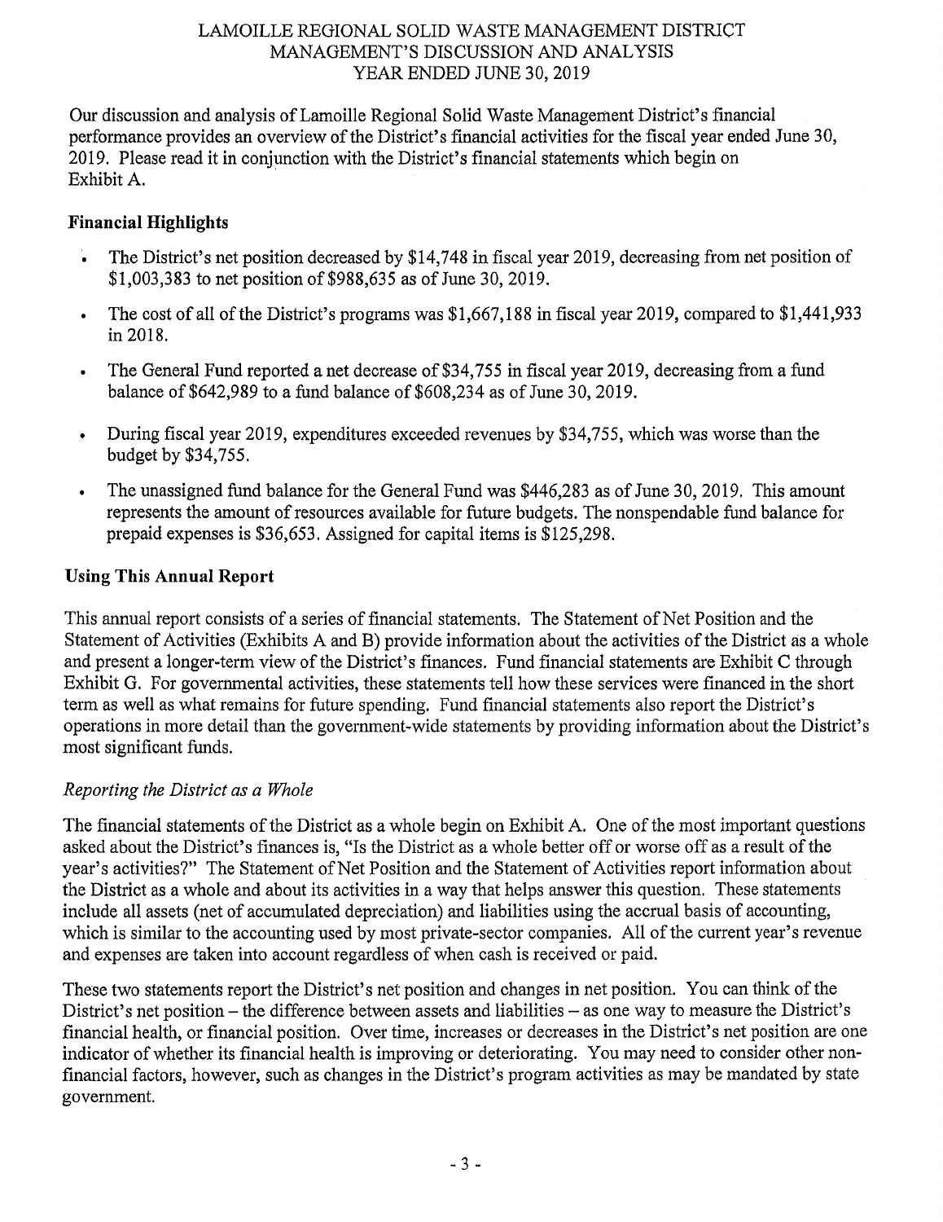# LAMOILLE REGIONAL SOLID WASTE MANAGEMENT DISTRICT
## MANAGEMENT'S DISCUSSION AND ANALYSIS
### YEAR ENDED JUNE 30, 2019

Our discussion and analysis of Lamoille Regional Solid Waste Management District's financial performance provides an overview of the District's financial activities for the fiscal year ended June 30, 2019. Please read it in conjunction with the District's financial statements which begin on Exhibit A.

**Financial Highlights**

- The District's net position decreased by $14,748 in fiscal year 2019, decreasing from net position of $1,003,383 to net position of $988,635 as of June 30, 2019.
- The cost of all of the District's programs was $1,667,188 in fiscal year 2019, compared to $1,441,933 in 2018.
- The General Fund reported a net decrease of $34,755 in fiscal year 2019, decreasing from a fund balance of $642,989 to a fund balance of $608,234 as of June 30, 2019.
- During fiscal year 2019, expenditures exceeded revenues by $34,755, which was worse than the budget by $34,755.
- The unassigned fund balance for the General Fund was $446,283 as of June 30, 2019. This amount represents the amount of resources available for future budgets. The nonspendable fund balance for prepaid expenses is $36,653. Assigned for capital items is $125,298.

**Using This Annual Report**

This annual report consists of a series of financial statements. The Statement of Net Position and the Statement of Activities (Exhibits A and B) provide information about the activities of the District as a whole and present a longer-term view of the District's finances. Fund financial statements are Exhibit C through Exhibit G. For governmental activities, these statements tell how these services were financed in the short term as well as what remains for future spending. Fund financial statements also report the District's operations in more detail than the government-wide statements by providing information about the District's most significant funds.

*Reporting the District as a Whole*

The financial statements of the District as a whole begin on Exhibit A. One of the most important questions asked about the District's finances is, "Is the District as a whole better off or worse off as a result of the year's activities?" The Statement of Net Position and the Statement of Activities report information about the District as a whole and about its activities in a way that helps answer this question. These statements include all assets (net of accumulated depreciation) and liabilities using the accrual basis of accounting, which is similar to the accounting used by most private-sector companies. All of the current year's revenue and expenses are taken into account regardless of when cash is received or paid.

These two statements report the District's net position and changes in net position. You can think of the District's net position – the difference between assets and liabilities – as one way to measure the District's financial health, or financial position. Over time, increases or decreases in the District's net position are one indicator of whether its financial health is improving or deteriorating. You may need to consider other non-financial factors, however, such as changes in the District's program activities as may be mandated by state government.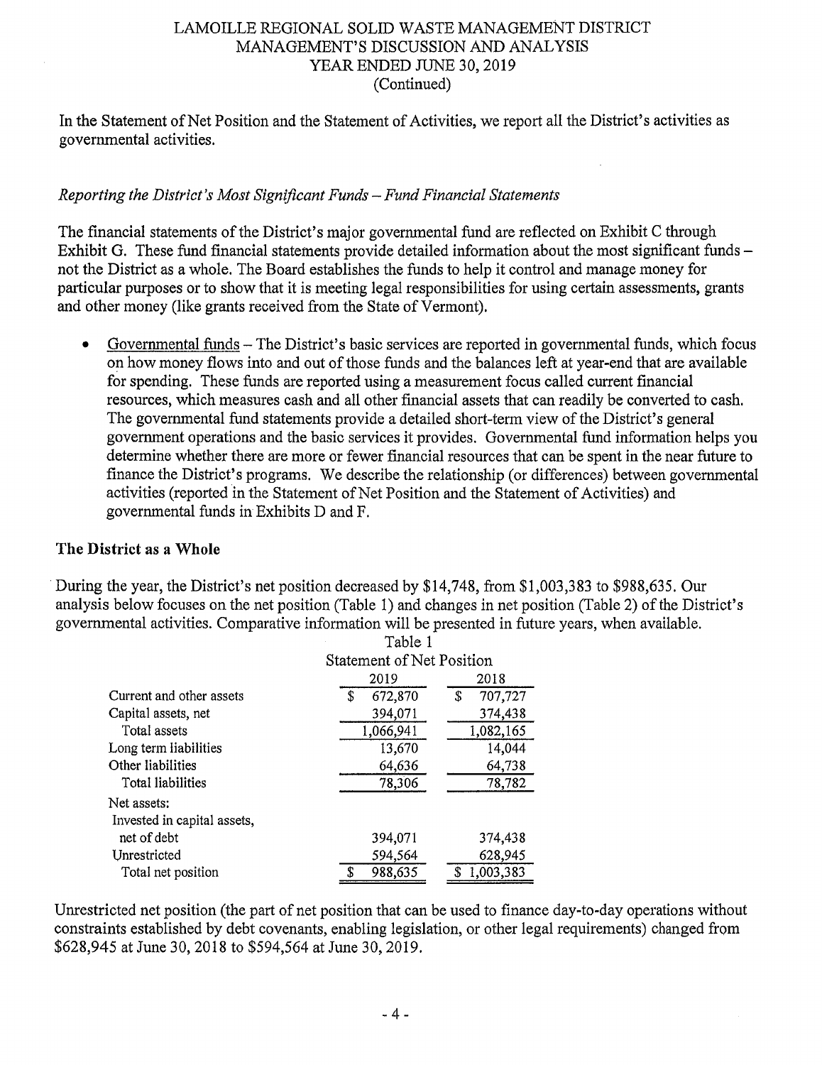In the Statement of Net Position and the Statement of Activities, we report all the District's activities as governmental activities.

*Reporting the District's Most Significant Funds – Fund Financial Statements*

The financial statements of the District's major governmental fund are reflected on Exhibit C through Exhibit G. These fund financial statements provide detailed information about the most significant funds – not the District as a whole. The Board establishes the funds to help it control and manage money for particular purposes or to show that it is meeting legal responsibilities for using certain assessments, grants and other money (like grants received from the State of Vermont).

- Governmental funds – The District's basic services are reported in governmental funds, which focus on how money flows into and out of those funds and the balances left at year-end that are available for spending. These funds are reported using a measurement focus called current financial resources, which measures cash and all other financial assets that can readily be converted to cash. The governmental fund statements provide a detailed short-term view of the District's general government operations and the basic services it provides. Governmental fund information helps you determine whether there are more or fewer financial resources that can be spent in the near future to finance the District's programs. We describe the relationship (or differences) between governmental activities (reported in the Statement of Net Position and the Statement of Activities) and governmental funds in Exhibits D and F.

## The District as a Whole

During the year, the District's net position decreased by $14,748, from $1,003,383 to $988,635. Our analysis below focuses on the net position (Table 1) and changes in net position (Table 2) of the District's governmental activities. Comparative information will be presented in future years, when available.

Table 1
Statement of Net Position

| | 2019 | 2018 |
|---|---|---|
| Current and other assets | $ 672,870 | $ 707,727 |
| Capital assets, net | 394,071 | 374,438 |
| Total assets | 1,066,941 | 1,082,165 |
| Long term liabilities | 13,670 | 14,044 |
| Other liabilities | 64,636 | 64,738 |
| Total liabilities | 78,306 | 78,782 |
| Net assets: | | |
| Invested in capital assets, net of debt | 394,071 | 374,438 |
| Unrestricted | 594,564 | 628,945 |
| Total net position | $ 988,635 | $ 1,003,383 |

Unrestricted net position (the part of net position that can be used to finance day-to-day operations without constraints established by debt covenants, enabling legislation, or other legal requirements) changed from $628,945 at June 30, 2018 to $594,564 at June 30, 2019.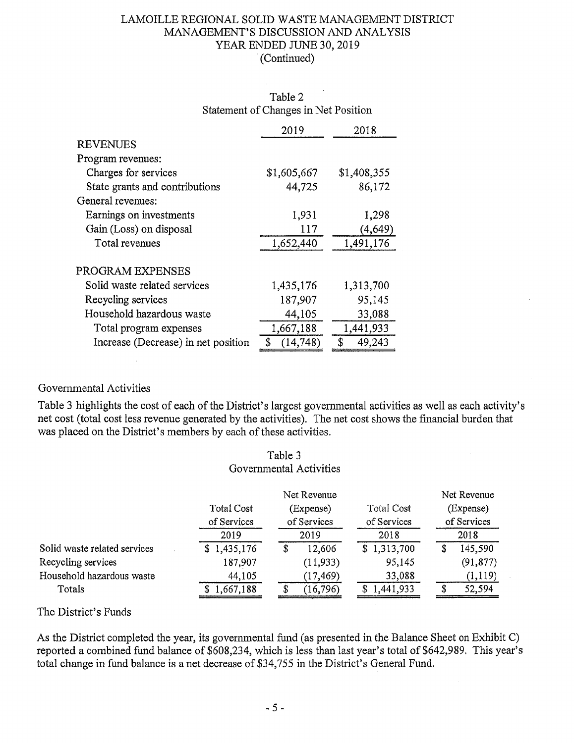LAMOILLE REGIONAL SOLID WASTE MANAGEMENT DISTRICT
MANAGEMENT'S DISCUSSION AND ANALYSIS
YEAR ENDED JUNE 30, 2019
(Continued)

Table 2
Statement of Changes in Net Position

| | 2019 | 2018 |
|---|---|---|
| REVENUES | | |
| Program revenues: | | |
| Charges for services | $1,605,667 | $1,408,355 |
| State grants and contributions | 44,725 | 86,172 |
| General revenues: | | |
| Earnings on investments | 1,931 | 1,298 |
| Gain (Loss) on disposal | 117 | (4,649) |
| Total revenues | 1,652,440 | 1,491,176 |
| PROGRAM EXPENSES | | |
| Solid waste related services | 1,435,176 | 1,313,700 |
| Recycling services | 187,907 | 95,145 |
| Household hazardous waste | 44,105 | 33,088 |
| Total program expenses | 1,667,188 | 1,441,933 |
| Increase (Decrease) in net position | $ (14,748) | $ 49,243 |

Governmental Activities

Table 3 highlights the cost of each of the District's largest governmental activities as well as each activity's net cost (total cost less revenue generated by the activities). The net cost shows the financial burden that was placed on the District's members by each of these activities.

Table 3
Governmental Activities

| | Total Cost of Services 2019 | Net Revenue (Expense) of Services 2019 | Total Cost of Services 2018 | Net Revenue (Expense) of Services 2018 |
|---|---|---|---|---|
| Solid waste related services | $ 1,435,176 | $ 12,606 | $ 1,313,700 | $ 145,590 |
| Recycling services | 187,907 | (11,933) | 95,145 | (91,877) |
| Household hazardous waste | 44,105 | (17,469) | 33,088 | (1,119) |
| Totals | $ 1,667,188 | $ (16,796) | $ 1,441,933 | $ 52,594 |

The District's Funds

As the District completed the year, its governmental fund (as presented in the Balance Sheet on Exhibit C) reported a combined fund balance of $608,234, which is less than last year's total of $642,989. This year's total change in fund balance is a net decrease of $34,755 in the District's General Fund.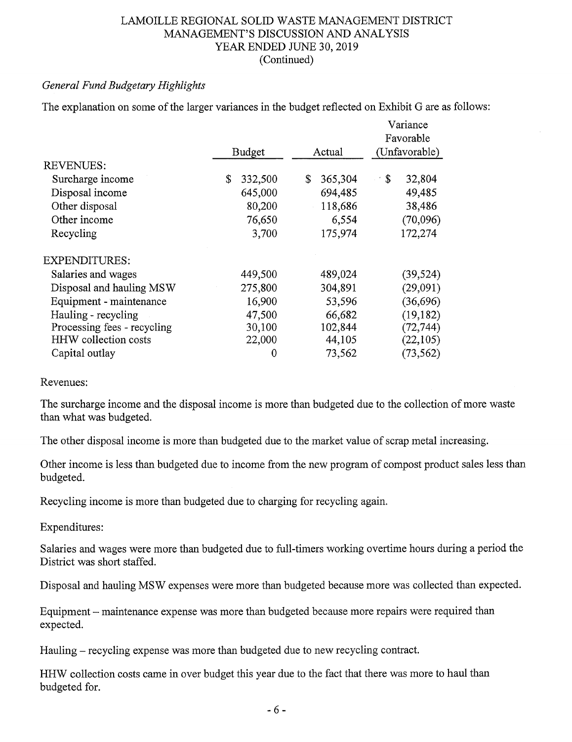LAMOILLE REGIONAL SOLID WASTE MANAGEMENT DISTRICT
MANAGEMENT'S DISCUSSION AND ANALYSIS
YEAR ENDED JUNE 30, 2019
(Continued)

*General Fund Budgetary Highlights*

The explanation on some of the larger variances in the budget reflected on Exhibit G are as follows:

| | Budget | Actual | Variance Favorable (Unfavorable) |
|---|---|---|---|
| REVENUES: | | | |
| Surcharge income | $ 332,500 | $ 365,304 | $ 32,804 |
| Disposal income | 645,000 | 694,485 | 49,485 |
| Other disposal | 80,200 | 118,686 | 38,486 |
| Other income | 76,650 | 6,554 | (70,096) |
| Recycling | 3,700 | 175,974 | 172,274 |
| EXPENDITURES: | | | |
| Salaries and wages | 449,500 | 489,024 | (39,524) |
| Disposal and hauling MSW | 275,800 | 304,891 | (29,091) |
| Equipment - maintenance | 16,900 | 53,596 | (36,696) |
| Hauling - recycling | 47,500 | 66,682 | (19,182) |
| Processing fees - recycling | 30,100 | 102,844 | (72,744) |
| HHW collection costs | 22,000 | 44,105 | (22,105) |
| Capital outlay | 0 | 73,562 | (73,562) |

Revenues:

The surcharge income and the disposal income is more than budgeted due to the collection of more waste than what was budgeted.

The other disposal income is more than budgeted due to the market value of scrap metal increasing.

Other income is less than budgeted due to income from the new program of compost product sales less than budgeted.

Recycling income is more than budgeted due to charging for recycling again.

Expenditures:

Salaries and wages were more than budgeted due to full-timers working overtime hours during a period the District was short staffed.

Disposal and hauling MSW expenses were more than budgeted because more was collected than expected.

Equipment – maintenance expense was more than budgeted because more repairs were required than expected.

Hauling – recycling expense was more than budgeted due to new recycling contract.

HHW collection costs came in over budget this year due to the fact that there was more to haul than budgeted for.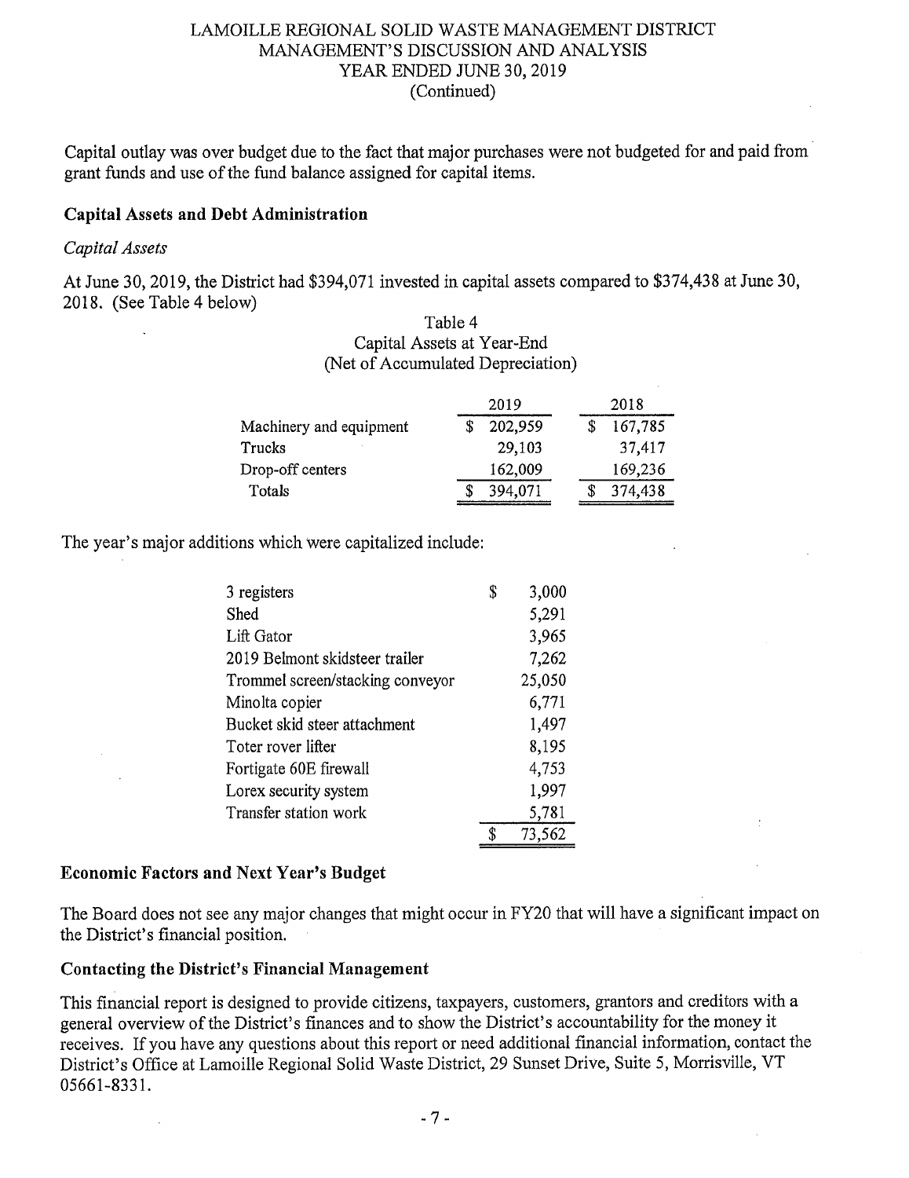LAMOILLE REGIONAL SOLID WASTE MANAGEMENT DISTRICT
MANAGEMENT'S DISCUSSION AND ANALYSIS
YEAR ENDED JUNE 30, 2019
(Continued)

Capital outlay was over budget due to the fact that major purchases were not budgeted for and paid from grant funds and use of the fund balance assigned for capital items.

### Capital Assets and Debt Administration

*Capital Assets*

At June 30, 2019, the District had $394,071 invested in capital assets compared to $374,438 at June 30, 2018. (See Table 4 below)

Table 4
Capital Assets at Year-End
(Net of Accumulated Depreciation)

| | 2019 | 2018 |
|---|---|---|
| Machinery and equipment | $ 202,959 | $ 167,785 |
| Trucks | 29,103 | 37,417 |
| Drop-off centers | 162,009 | 169,236 |
| Totals | $ 394,071 | $ 374,438 |

The year's major additions which were capitalized include:

| | |
|---|---|
| 3 registers | $ 3,000 |
| Shed | 5,291 |
| Lift Gator | 3,965 |
| 2019 Belmont skidsteer trailer | 7,262 |
| Trommel screen/stacking conveyor | 25,050 |
| Minolta copier | 6,771 |
| Bucket skid steer attachment | 1,497 |
| Toter rover lifter | 8,195 |
| Fortigate 60E firewall | 4,753 |
| Lorex security system | 1,997 |
| Transfer station work | 5,781 |
| | $ 73,562 |

### Economic Factors and Next Year's Budget

The Board does not see any major changes that might occur in FY20 that will have a significant impact on the District's financial position.

### Contacting the District's Financial Management

This financial report is designed to provide citizens, taxpayers, customers, grantors and creditors with a general overview of the District's finances and to show the District's accountability for the money it receives. If you have any questions about this report or need additional financial information, contact the District's Office at Lamoille Regional Solid Waste District, 29 Sunset Drive, Suite 5, Morrisville, VT 05661-8331.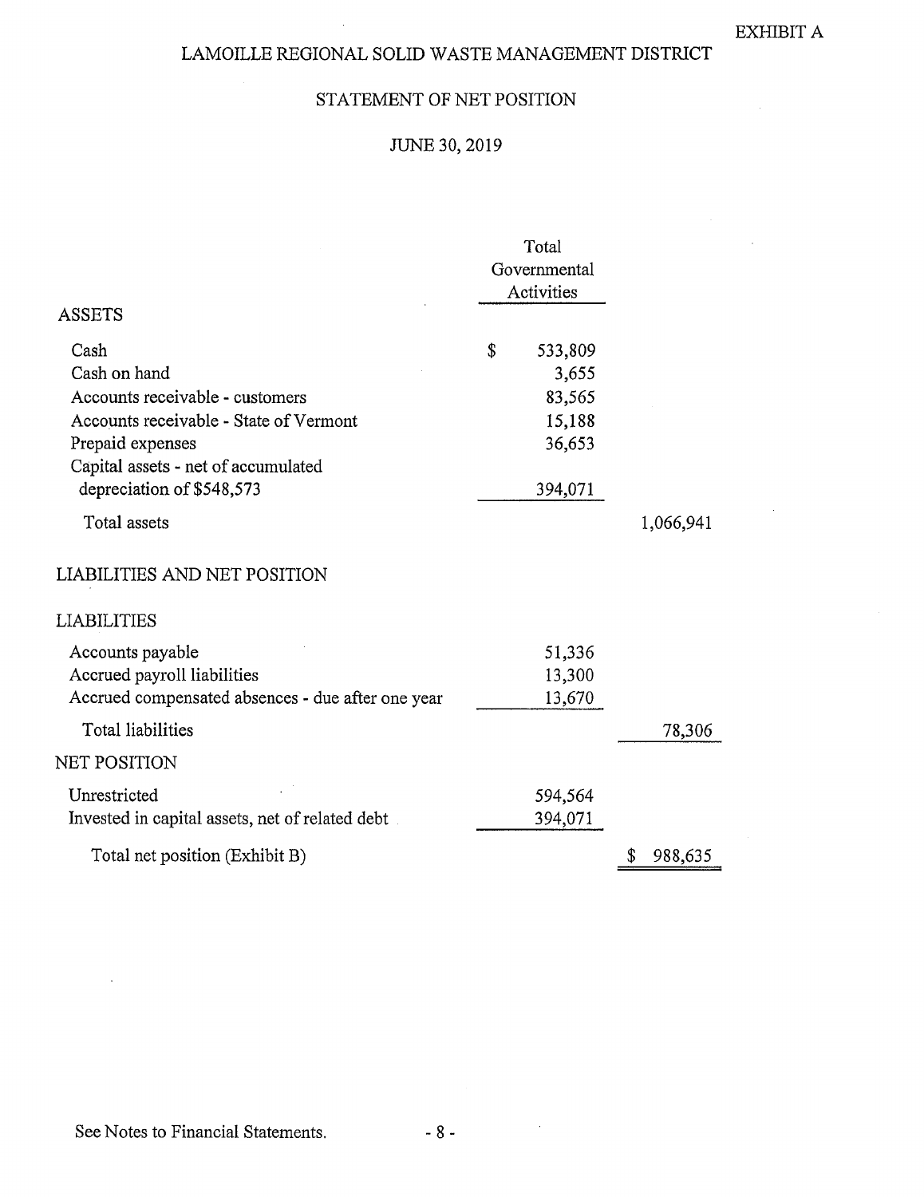EXHIBIT A

# LAMOILLE REGIONAL SOLID WASTE MANAGEMENT DISTRICT

## STATEMENT OF NET POSITION

### JUNE 30, 2019

| | Total Governmental Activities | |
|---|---|---|
| **ASSETS** | | |
| Cash | $ 533,809 | |
| Cash on hand | 3,655 | |
| Accounts receivable - customers | 83,565 | |
| Accounts receivable - State of Vermont | 15,188 | |
| Prepaid expenses | 36,653 | |
| Capital assets - net of accumulated depreciation of $548,573 | 394,071 | |
| Total assets | | 1,066,941 |
| **LIABILITIES AND NET POSITION** | | |
| **LIABILITIES** | | |
| Accounts payable | 51,336 | |
| Accrued payroll liabilities | 13,300 | |
| Accrued compensated absences - due after one year | 13,670 | |
| Total liabilities | | 78,306 |
| **NET POSITION** | | |
| Unrestricted | 594,564 | |
| Invested in capital assets, net of related debt | 394,071 | |
| Total net position (Exhibit B) | | $ 988,635 |

See Notes to Financial Statements.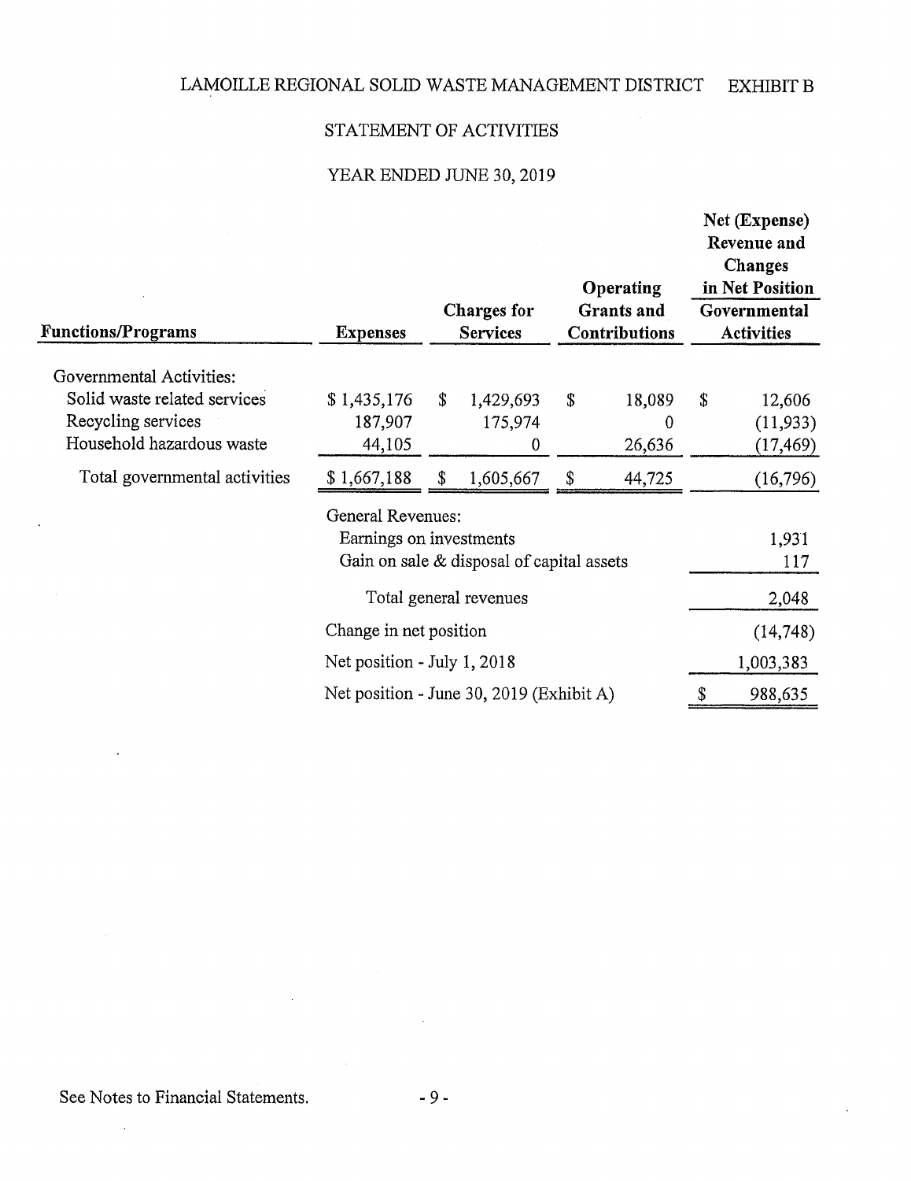# LAMOILLE REGIONAL SOLID WASTE MANAGEMENT DISTRICT — EXHIBIT B

## STATEMENT OF ACTIVITIES

### YEAR ENDED JUNE 30, 2019

| Functions/Programs | Expenses | Charges for Services | Operating Grants and Contributions | Net (Expense) Revenue and Changes in Net Position Governmental Activities |
|---|---|---|---|---|
| Governmental Activities: | | | | |
| Solid waste related services | $ 1,435,176 | $ 1,429,693 | $ 18,089 | $ 12,606 |
| Recycling services | 187,907 | 175,974 | 0 | (11,933) |
| Household hazardous waste | 44,105 | 0 | 26,636 | (17,469) |
| Total governmental activities | $ 1,667,188 | $ 1,605,667 | $ 44,725 | (16,796) |
| | General Revenues: | | | |
| | Earnings on investments | | | 1,931 |
| | Gain on sale & disposal of capital assets | | | 117 |
| | Total general revenues | | | 2,048 |
| | Change in net position | | | (14,748) |
| | Net position - July 1, 2018 | | | 1,003,383 |
| | Net position - June 30, 2019 (Exhibit A) | | | $ 988,635 |

See Notes to Financial Statements.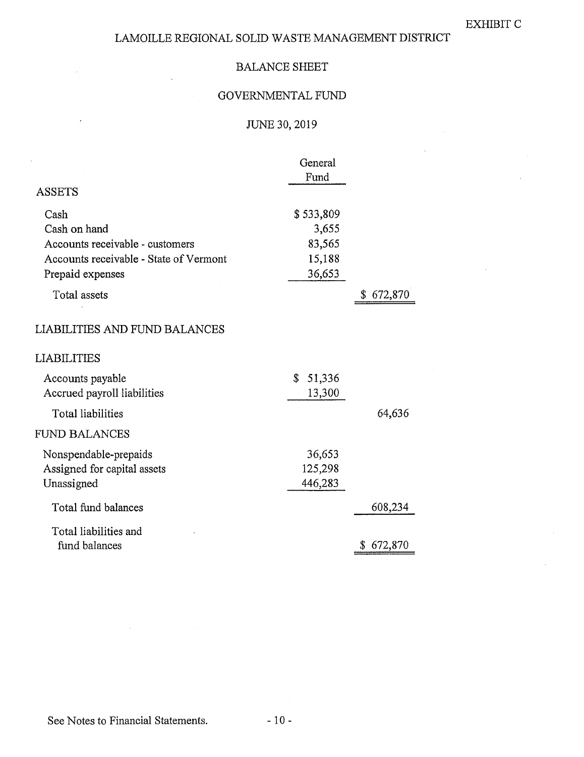EXHIBIT C

# LAMOILLE REGIONAL SOLID WASTE MANAGEMENT DISTRICT

## BALANCE SHEET

## GOVERNMENTAL FUND

## JUNE 30, 2019

| | General Fund | |
|---|---|---|
| **ASSETS** | | |
| Cash | $ 533,809 | |
| Cash on hand | 3,655 | |
| Accounts receivable - customers | 83,565 | |
| Accounts receivable - State of Vermont | 15,188 | |
| Prepaid expenses | 36,653 | |
| Total assets | | $ 672,870 |
| **LIABILITIES AND FUND BALANCES** | | |
| **LIABILITIES** | | |
| Accounts payable | $ 51,336 | |
| Accrued payroll liabilities | 13,300 | |
| Total liabilities | | 64,636 |
| **FUND BALANCES** | | |
| Nonspendable-prepaids | 36,653 | |
| Assigned for capital assets | 125,298 | |
| Unassigned | 446,283 | |
| Total fund balances | | 608,234 |
| Total liabilities and fund balances | | $ 672,870 |

See Notes to Financial Statements.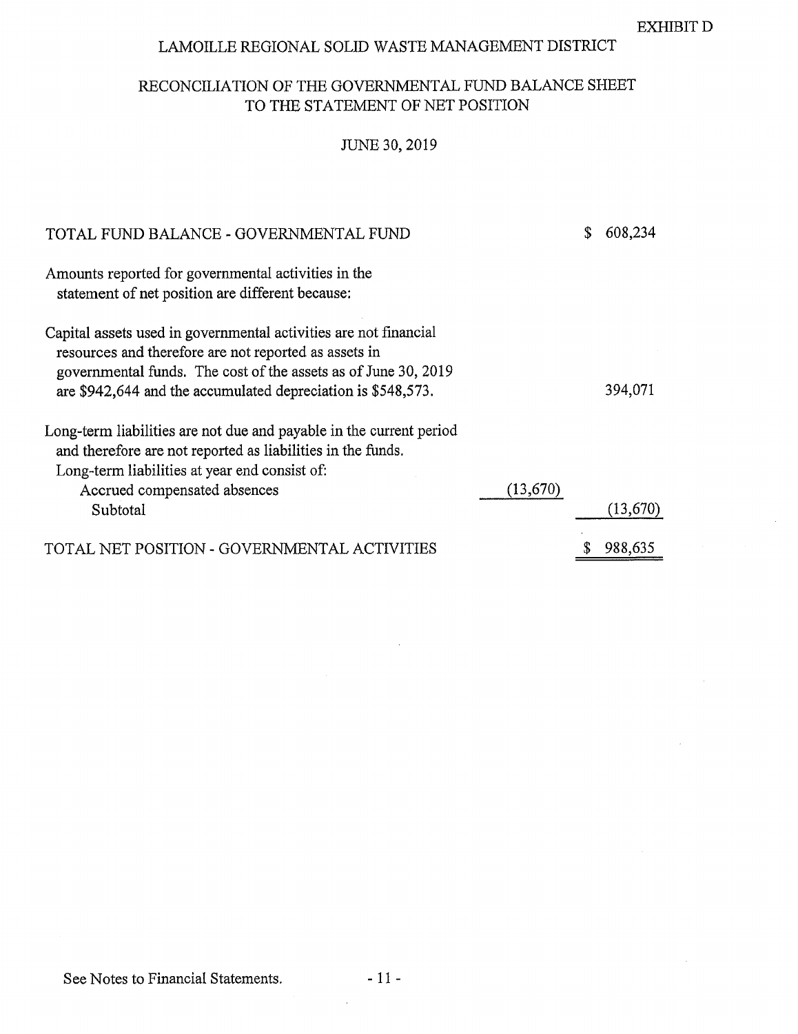EXHIBIT D

# LAMOILLE REGIONAL SOLID WASTE MANAGEMENT DISTRICT

## RECONCILIATION OF THE GOVERNMENTAL FUND BALANCE SHEET TO THE STATEMENT OF NET POSITION

### JUNE 30, 2019

| | | |
|---|---|---|
| TOTAL FUND BALANCE - GOVERNMENTAL FUND | | $ 608,234 |
| Amounts reported for governmental activities in the statement of net position are different because: | | |
| Capital assets used in governmental activities are not financial resources and therefore are not reported as assets in governmental funds. The cost of the assets as of June 30, 2019 are $942,644 and the accumulated depreciation is $548,573. | | 394,071 |
| Long-term liabilities are not due and payable in the current period and therefore are not reported as liabilities in the funds. Long-term liabilities at year end consist of: | | |
| Accrued compensated absences | (13,670) | |
| Subtotal | | (13,670) |
| TOTAL NET POSITION - GOVERNMENTAL ACTIVITIES | | $ 988,635 |

See Notes to Financial Statements.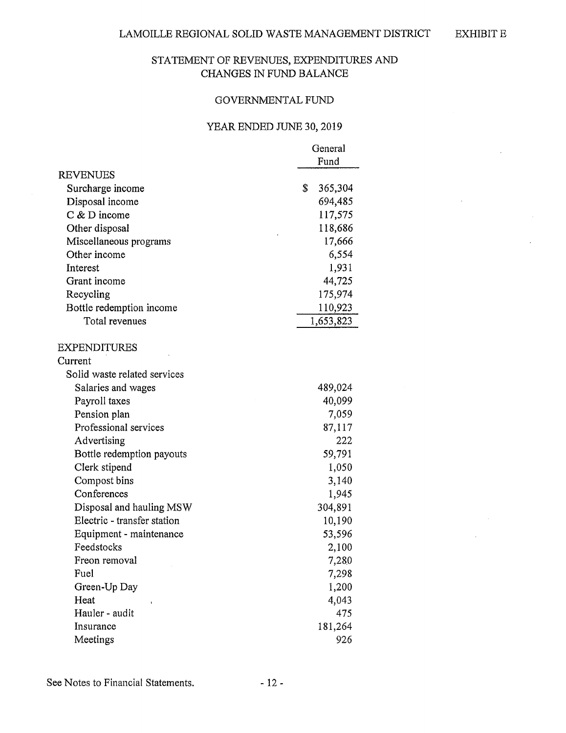LAMOILLE REGIONAL SOLID WASTE MANAGEMENT DISTRICT — EXHIBIT E

## STATEMENT OF REVENUES, EXPENDITURES AND CHANGES IN FUND BALANCE

### GOVERNMENTAL FUND

### YEAR ENDED JUNE 30, 2019

| | General Fund |
|---|---:|
| **REVENUES** | |
| Surcharge income | $ 365,304 |
| Disposal income | 694,485 |
| C & D income | 117,575 |
| Other disposal | 118,686 |
| Miscellaneous programs | 17,666 |
| Other income | 6,554 |
| Interest | 1,931 |
| Grant income | 44,725 |
| Recycling | 175,974 |
| Bottle redemption income | 110,923 |
| Total revenues | 1,653,823 |
| | |
| **EXPENDITURES** | |
| Current | |
| Solid waste related services | |
| Salaries and wages | 489,024 |
| Payroll taxes | 40,099 |
| Pension plan | 7,059 |
| Professional services | 87,117 |
| Advertising | 222 |
| Bottle redemption payouts | 59,791 |
| Clerk stipend | 1,050 |
| Compost bins | 3,140 |
| Conferences | 1,945 |
| Disposal and hauling MSW | 304,891 |
| Electric - transfer station | 10,190 |
| Equipment - maintenance | 53,596 |
| Feedstocks | 2,100 |
| Freon removal | 7,280 |
| Fuel | 7,298 |
| Green-Up Day | 1,200 |
| Heat | 4,043 |
| Hauler - audit | 475 |
| Insurance | 181,264 |
| Meetings | 926 |

See Notes to Financial Statements.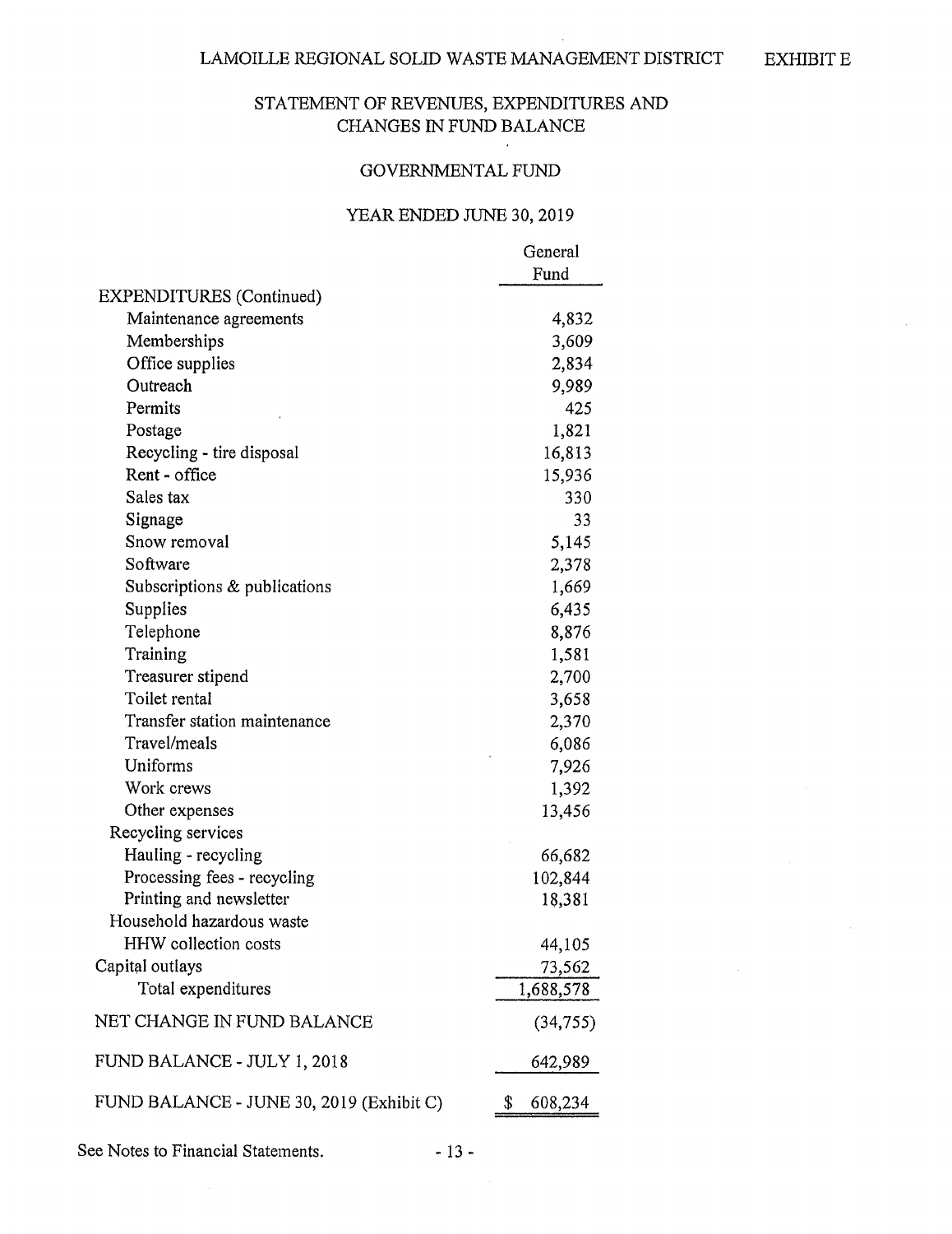LAMOILLE REGIONAL SOLID WASTE MANAGEMENT DISTRICT

EXHIBIT E

# STATEMENT OF REVENUES, EXPENDITURES AND CHANGES IN FUND BALANCE

## GOVERNMENTAL FUND

### YEAR ENDED JUNE 30, 2019

| | General Fund |
|---|---|
| EXPENDITURES (Continued) | |
| Maintenance agreements | 4,832 |
| Memberships | 3,609 |
| Office supplies | 2,834 |
| Outreach | 9,989 |
| Permits | 425 |
| Postage | 1,821 |
| Recycling - tire disposal | 16,813 |
| Rent - office | 15,936 |
| Sales tax | 330 |
| Signage | 33 |
| Snow removal | 5,145 |
| Software | 2,378 |
| Subscriptions & publications | 1,669 |
| Supplies | 6,435 |
| Telephone | 8,876 |
| Training | 1,581 |
| Treasurer stipend | 2,700 |
| Toilet rental | 3,658 |
| Transfer station maintenance | 2,370 |
| Travel/meals | 6,086 |
| Uniforms | 7,926 |
| Work crews | 1,392 |
| Other expenses | 13,456 |
| Recycling services | |
| Hauling - recycling | 66,682 |
| Processing fees - recycling | 102,844 |
| Printing and newsletter | 18,381 |
| Household hazardous waste | |
| HHW collection costs | 44,105 |
| Capital outlays | 73,562 |
| Total expenditures | 1,688,578 |
| NET CHANGE IN FUND BALANCE | (34,755) |
| FUND BALANCE - JULY 1, 2018 | 642,989 |
| FUND BALANCE - JUNE 30, 2019 (Exhibit C) | $ 608,234 |

See Notes to Financial Statements.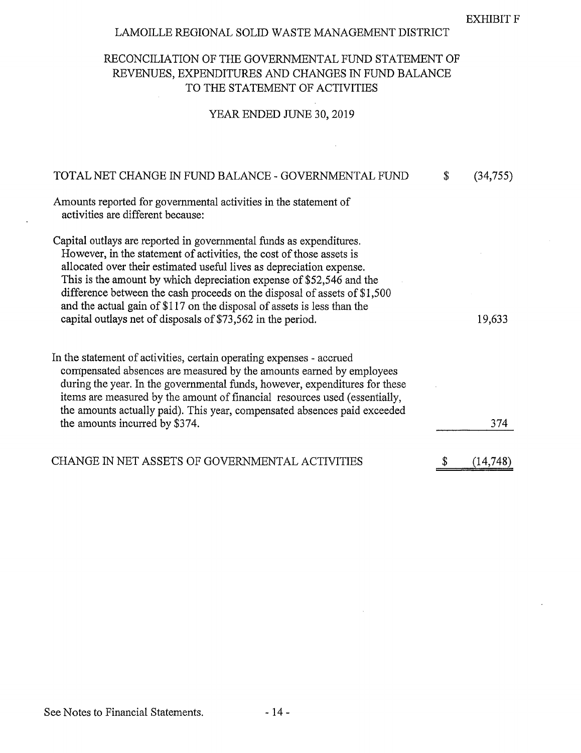EXHIBIT F

# LAMOILLE REGIONAL SOLID WASTE MANAGEMENT DISTRICT

## RECONCILIATION OF THE GOVERNMENTAL FUND STATEMENT OF REVENUES, EXPENDITURES AND CHANGES IN FUND BALANCE TO THE STATEMENT OF ACTIVITIES

### YEAR ENDED JUNE 30, 2019

| | | |
|---|---|---|
| TOTAL NET CHANGE IN FUND BALANCE - GOVERNMENTAL FUND | $ | (34,755) |
| Amounts reported for governmental activities in the statement of activities are different because: | | |
| Capital outlays are reported in governmental funds as expenditures. However, in the statement of activities, the cost of those assets is allocated over their estimated useful lives as depreciation expense. This is the amount by which depreciation expense of $52,546 and the difference between the cash proceeds on the disposal of assets of $1,500 and the actual gain of $117 on the disposal of assets is less than the capital outlays net of disposals of $73,562 in the period. | | 19,633 |
| In the statement of activities, certain operating expenses - accrued compensated absences are measured by the amounts earned by employees during the year. In the governmental funds, however, expenditures for these items are measured by the amount of financial resources used (essentially, the amounts actually paid). This year, compensated absences paid exceeded the amounts incurred by $374. | | 374 |
| CHANGE IN NET ASSETS OF GOVERNMENTAL ACTIVITIES | $ | (14,748) |

See Notes to Financial Statements.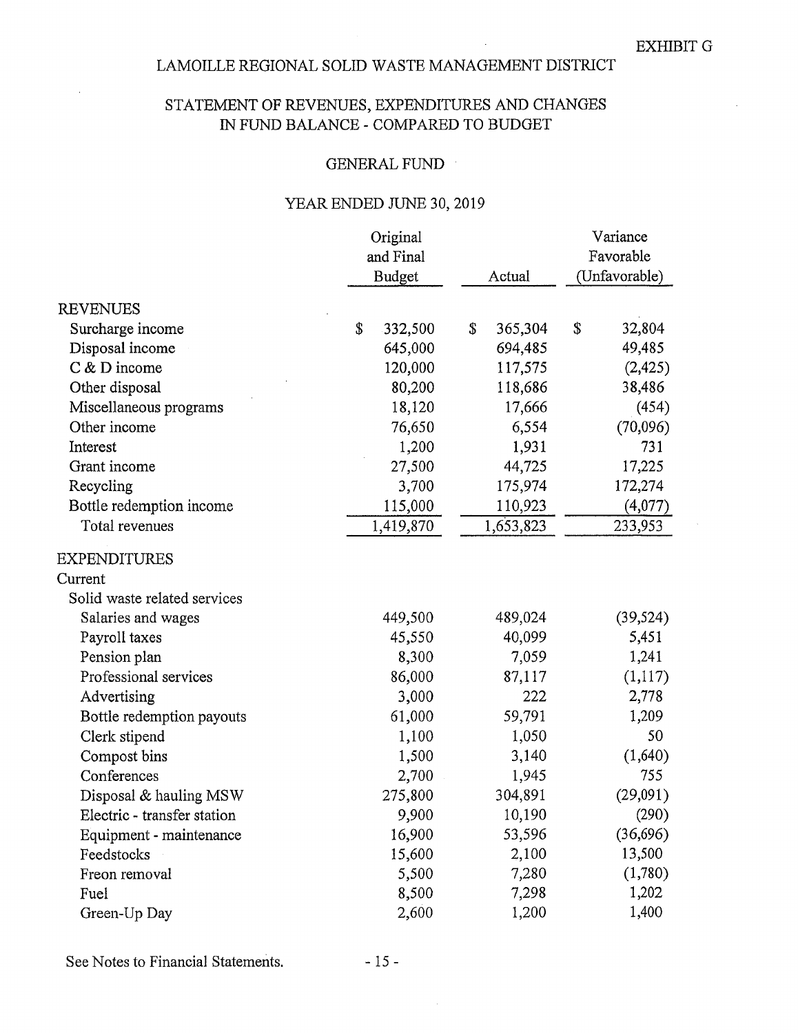EXHIBIT G

# LAMOILLE REGIONAL SOLID WASTE MANAGEMENT DISTRICT

## STATEMENT OF REVENUES, EXPENDITURES AND CHANGES IN FUND BALANCE - COMPARED TO BUDGET

### GENERAL FUND

### YEAR ENDED JUNE 30, 2019

| | Original and Final Budget | Actual | Variance Favorable (Unfavorable) |
|---|---|---|---|
| **REVENUES** | | | |
| Surcharge income | $ 332,500 | $ 365,304 | $ 32,804 |
| Disposal income | 645,000 | 694,485 | 49,485 |
| C & D income | 120,000 | 117,575 | (2,425) |
| Other disposal | 80,200 | 118,686 | 38,486 |
| Miscellaneous programs | 18,120 | 17,666 | (454) |
| Other income | 76,650 | 6,554 | (70,096) |
| Interest | 1,200 | 1,931 | 731 |
| Grant income | 27,500 | 44,725 | 17,225 |
| Recycling | 3,700 | 175,974 | 172,274 |
| Bottle redemption income | 115,000 | 110,923 | (4,077) |
| Total revenues | 1,419,870 | 1,653,823 | 233,953 |
| **EXPENDITURES** | | | |
| Current | | | |
| Solid waste related services | | | |
| Salaries and wages | 449,500 | 489,024 | (39,524) |
| Payroll taxes | 45,550 | 40,099 | 5,451 |
| Pension plan | 8,300 | 7,059 | 1,241 |
| Professional services | 86,000 | 87,117 | (1,117) |
| Advertising | 3,000 | 222 | 2,778 |
| Bottle redemption payouts | 61,000 | 59,791 | 1,209 |
| Clerk stipend | 1,100 | 1,050 | 50 |
| Compost bins | 1,500 | 3,140 | (1,640) |
| Conferences | 2,700 | 1,945 | 755 |
| Disposal & hauling MSW | 275,800 | 304,891 | (29,091) |
| Electric - transfer station | 9,900 | 10,190 | (290) |
| Equipment - maintenance | 16,900 | 53,596 | (36,696) |
| Feedstocks | 15,600 | 2,100 | 13,500 |
| Freon removal | 5,500 | 7,280 | (1,780) |
| Fuel | 8,500 | 7,298 | 1,202 |
| Green-Up Day | 2,600 | 1,200 | 1,400 |

See Notes to Financial Statements.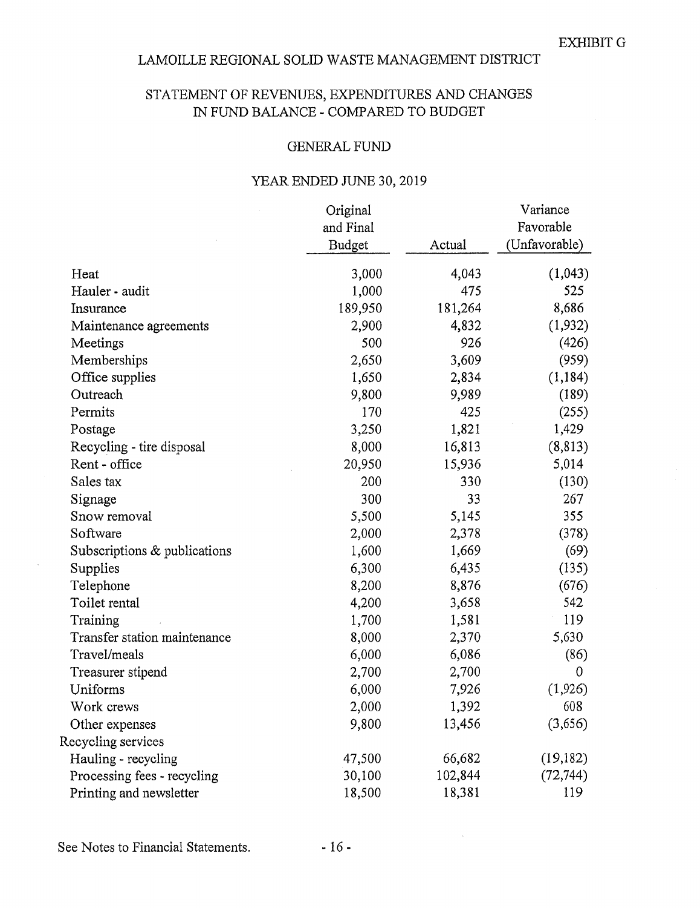EXHIBIT G

# LAMOILLE REGIONAL SOLID WASTE MANAGEMENT DISTRICT

## STATEMENT OF REVENUES, EXPENDITURES AND CHANGES IN FUND BALANCE - COMPARED TO BUDGET

### GENERAL FUND

### YEAR ENDED JUNE 30, 2019

| | Original and Final Budget | Actual | Variance Favorable (Unfavorable) |
|---|---|---|---|
| Heat | 3,000 | 4,043 | (1,043) |
| Hauler - audit | 1,000 | 475 | 525 |
| Insurance | 189,950 | 181,264 | 8,686 |
| Maintenance agreements | 2,900 | 4,832 | (1,932) |
| Meetings | 500 | 926 | (426) |
| Memberships | 2,650 | 3,609 | (959) |
| Office supplies | 1,650 | 2,834 | (1,184) |
| Outreach | 9,800 | 9,989 | (189) |
| Permits | 170 | 425 | (255) |
| Postage | 3,250 | 1,821 | 1,429 |
| Recycling - tire disposal | 8,000 | 16,813 | (8,813) |
| Rent - office | 20,950 | 15,936 | 5,014 |
| Sales tax | 200 | 330 | (130) |
| Signage | 300 | 33 | 267 |
| Snow removal | 5,500 | 5,145 | 355 |
| Software | 2,000 | 2,378 | (378) |
| Subscriptions & publications | 1,600 | 1,669 | (69) |
| Supplies | 6,300 | 6,435 | (135) |
| Telephone | 8,200 | 8,876 | (676) |
| Toilet rental | 4,200 | 3,658 | 542 |
| Training | 1,700 | 1,581 | 119 |
| Transfer station maintenance | 8,000 | 2,370 | 5,630 |
| Travel/meals | 6,000 | 6,086 | (86) |
| Treasurer stipend | 2,700 | 2,700 | 0 |
| Uniforms | 6,000 | 7,926 | (1,926) |
| Work crews | 2,000 | 1,392 | 608 |
| Other expenses | 9,800 | 13,456 | (3,656) |
| Recycling services | | | |
| Hauling - recycling | 47,500 | 66,682 | (19,182) |
| Processing fees - recycling | 30,100 | 102,844 | (72,744) |
| Printing and newsletter | 18,500 | 18,381 | 119 |

See Notes to Financial Statements.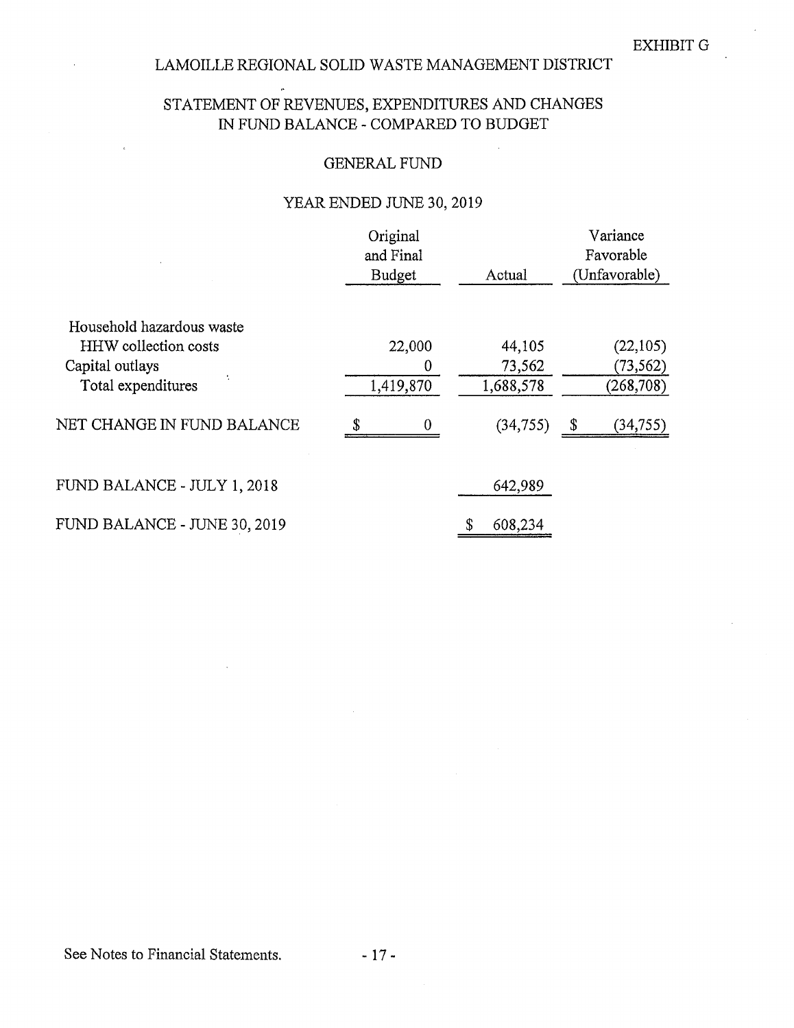EXHIBIT G

# LAMOILLE REGIONAL SOLID WASTE MANAGEMENT DISTRICT

## STATEMENT OF REVENUES, EXPENDITURES AND CHANGES IN FUND BALANCE - COMPARED TO BUDGET

### GENERAL FUND

### YEAR ENDED JUNE 30, 2019

| | Original and Final Budget | Actual | Variance Favorable (Unfavorable) |
|---|---|---|---|
| Household hazardous waste | | | |
| HHW collection costs | 22,000 | 44,105 | (22,105) |
| Capital outlays | 0 | 73,562 | (73,562) |
| Total expenditures | 1,419,870 | 1,688,578 | (268,708) |
| NET CHANGE IN FUND BALANCE | $ 0 | (34,755) | $ (34,755) |
| FUND BALANCE - JULY 1, 2018 | | 642,989 | |
| FUND BALANCE - JUNE 30, 2019 | | $ 608,234 | |

See Notes to Financial Statements.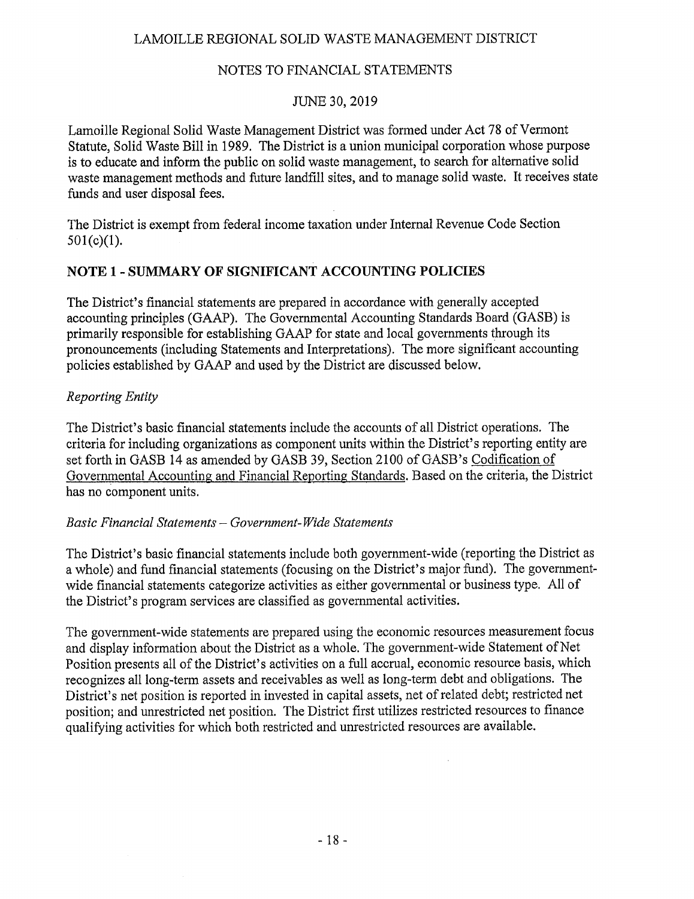LAMOILLE REGIONAL SOLID WASTE MANAGEMENT DISTRICT

NOTES TO FINANCIAL STATEMENTS

JUNE 30, 2019

Lamoille Regional Solid Waste Management District was formed under Act 78 of Vermont Statute, Solid Waste Bill in 1989. The District is a union municipal corporation whose purpose is to educate and inform the public on solid waste management, to search for alternative solid waste management methods and future landfill sites, and to manage solid waste. It receives state funds and user disposal fees.

The District is exempt from federal income taxation under Internal Revenue Code Section 501(c)(1).

## NOTE 1 - SUMMARY OF SIGNIFICANT ACCOUNTING POLICIES

The District's financial statements are prepared in accordance with generally accepted accounting principles (GAAP). The Governmental Accounting Standards Board (GASB) is primarily responsible for establishing GAAP for state and local governments through its pronouncements (including Statements and Interpretations). The more significant accounting policies established by GAAP and used by the District are discussed below.

*Reporting Entity*

The District's basic financial statements include the accounts of all District operations. The criteria for including organizations as component units within the District's reporting entity are set forth in GASB 14 as amended by GASB 39, Section 2100 of GASB's Codification of Governmental Accounting and Financial Reporting Standards. Based on the criteria, the District has no component units.

*Basic Financial Statements – Government-Wide Statements*

The District's basic financial statements include both government-wide (reporting the District as a whole) and fund financial statements (focusing on the District's major fund). The government-wide financial statements categorize activities as either governmental or business type. All of the District's program services are classified as governmental activities.

The government-wide statements are prepared using the economic resources measurement focus and display information about the District as a whole. The government-wide Statement of Net Position presents all of the District's activities on a full accrual, economic resource basis, which recognizes all long-term assets and receivables as well as long-term debt and obligations. The District's net position is reported in invested in capital assets, net of related debt; restricted net position; and unrestricted net position. The District first utilizes restricted resources to finance qualifying activities for which both restricted and unrestricted resources are available.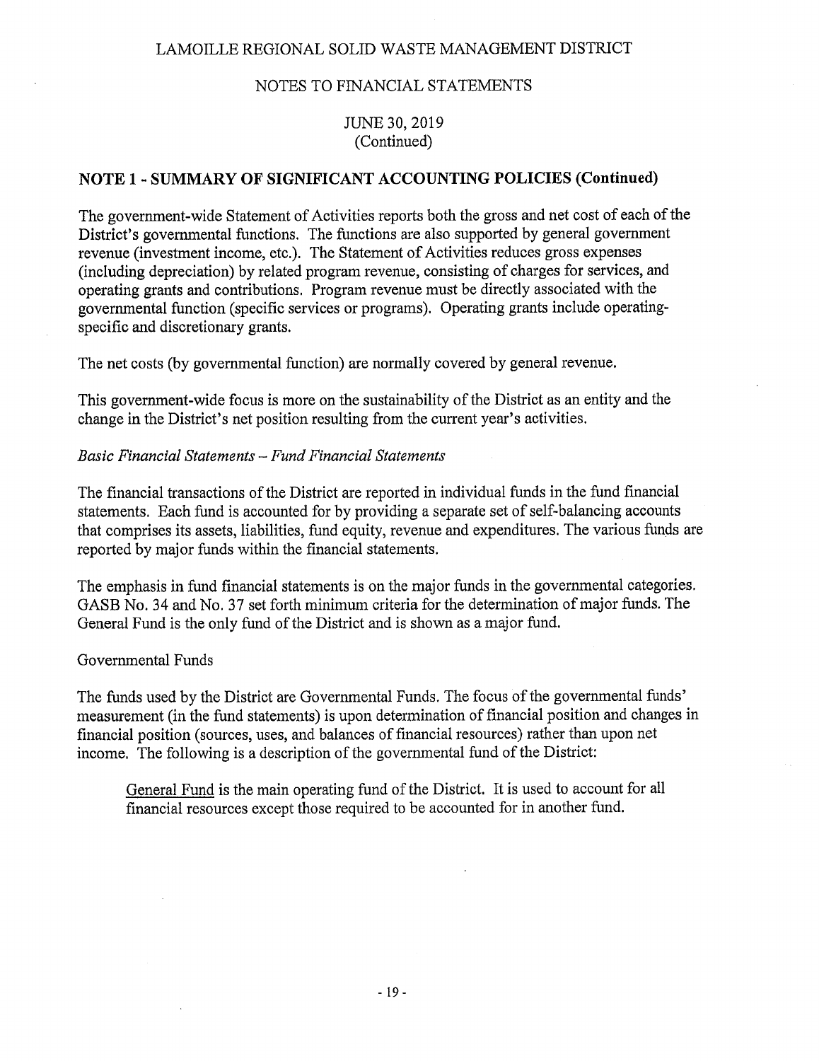## NOTE 1 - SUMMARY OF SIGNIFICANT ACCOUNTING POLICIES (Continued)

The government-wide Statement of Activities reports both the gross and net cost of each of the District's governmental functions. The functions are also supported by general government revenue (investment income, etc.). The Statement of Activities reduces gross expenses (including depreciation) by related program revenue, consisting of charges for services, and operating grants and contributions. Program revenue must be directly associated with the governmental function (specific services or programs). Operating grants include operating-specific and discretionary grants.

The net costs (by governmental function) are normally covered by general revenue.

This government-wide focus is more on the sustainability of the District as an entity and the change in the District's net position resulting from the current year's activities.

*Basic Financial Statements – Fund Financial Statements*

The financial transactions of the District are reported in individual funds in the fund financial statements. Each fund is accounted for by providing a separate set of self-balancing accounts that comprises its assets, liabilities, fund equity, revenue and expenditures. The various funds are reported by major funds within the financial statements.

The emphasis in fund financial statements is on the major funds in the governmental categories. GASB No. 34 and No. 37 set forth minimum criteria for the determination of major funds. The General Fund is the only fund of the District and is shown as a major fund.

Governmental Funds

The funds used by the District are Governmental Funds. The focus of the governmental funds' measurement (in the fund statements) is upon determination of financial position and changes in financial position (sources, uses, and balances of financial resources) rather than upon net income. The following is a description of the governmental fund of the District:

General Fund is the main operating fund of the District. It is used to account for all financial resources except those required to be accounted for in another fund.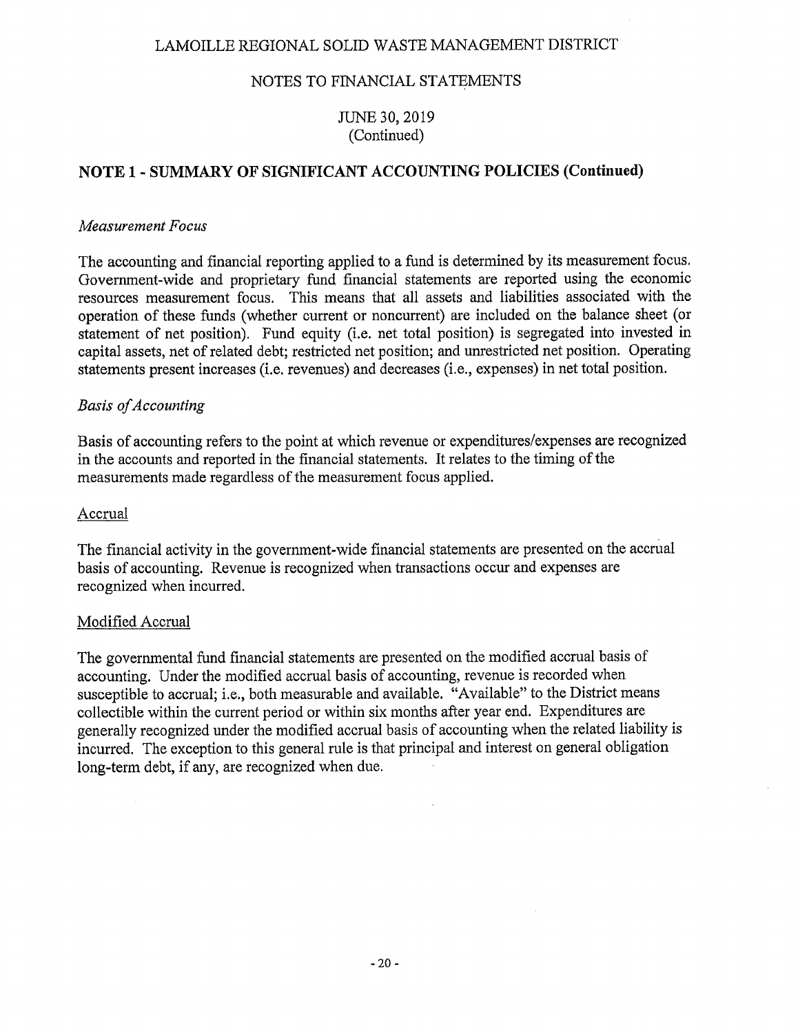## NOTE 1 - SUMMARY OF SIGNIFICANT ACCOUNTING POLICIES (Continued)

*Measurement Focus*

The accounting and financial reporting applied to a fund is determined by its measurement focus. Government-wide and proprietary fund financial statements are reported using the economic resources measurement focus. This means that all assets and liabilities associated with the operation of these funds (whether current or noncurrent) are included on the balance sheet (or statement of net position). Fund equity (i.e. net total position) is segregated into invested in capital assets, net of related debt; restricted net position; and unrestricted net position. Operating statements present increases (i.e. revenues) and decreases (i.e., expenses) in net total position.

*Basis of Accounting*

Basis of accounting refers to the point at which revenue or expenditures/expenses are recognized in the accounts and reported in the financial statements. It relates to the timing of the measurements made regardless of the measurement focus applied.

Accrual

The financial activity in the government-wide financial statements are presented on the accrual basis of accounting. Revenue is recognized when transactions occur and expenses are recognized when incurred.

Modified Accrual

The governmental fund financial statements are presented on the modified accrual basis of accounting. Under the modified accrual basis of accounting, revenue is recorded when susceptible to accrual; i.e., both measurable and available. "Available" to the District means collectible within the current period or within six months after year end. Expenditures are generally recognized under the modified accrual basis of accounting when the related liability is incurred. The exception to this general rule is that principal and interest on general obligation long-term debt, if any, are recognized when due.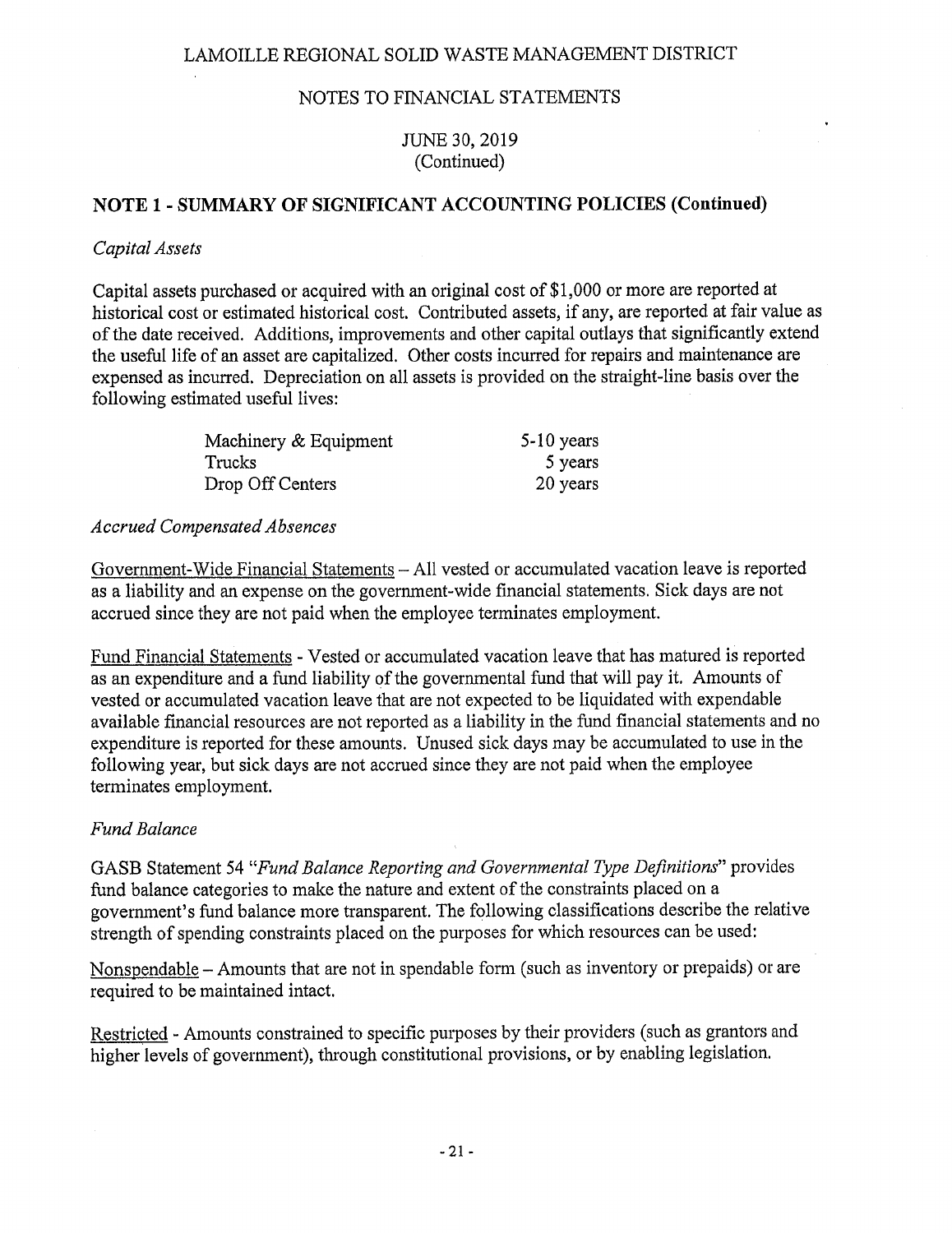LAMOILLE REGIONAL SOLID WASTE MANAGEMENT DISTRICT

NOTES TO FINANCIAL STATEMENTS

JUNE 30, 2019
(Continued)

## NOTE 1 - SUMMARY OF SIGNIFICANT ACCOUNTING POLICIES (Continued)

*Capital Assets*

Capital assets purchased or acquired with an original cost of $1,000 or more are reported at historical cost or estimated historical cost. Contributed assets, if any, are reported at fair value as of the date received. Additions, improvements and other capital outlays that significantly extend the useful life of an asset are capitalized. Other costs incurred for repairs and maintenance are expensed as incurred. Depreciation on all assets is provided on the straight-line basis over the following estimated useful lives:

| | |
|---|---|
| Machinery & Equipment | 5-10 years |
| Trucks | 5 years |
| Drop Off Centers | 20 years |

*Accrued Compensated Absences*

Government-Wide Financial Statements – All vested or accumulated vacation leave is reported as a liability and an expense on the government-wide financial statements. Sick days are not accrued since they are not paid when the employee terminates employment.

Fund Financial Statements - Vested or accumulated vacation leave that has matured is reported as an expenditure and a fund liability of the governmental fund that will pay it. Amounts of vested or accumulated vacation leave that are not expected to be liquidated with expendable available financial resources are not reported as a liability in the fund financial statements and no expenditure is reported for these amounts. Unused sick days may be accumulated to use in the following year, but sick days are not accrued since they are not paid when the employee terminates employment.

*Fund Balance*

GASB Statement 54 "*Fund Balance Reporting and Governmental Type Definitions*" provides fund balance categories to make the nature and extent of the constraints placed on a government's fund balance more transparent. The following classifications describe the relative strength of spending constraints placed on the purposes for which resources can be used:

Nonspendable – Amounts that are not in spendable form (such as inventory or prepaids) or are required to be maintained intact.

Restricted - Amounts constrained to specific purposes by their providers (such as grantors and higher levels of government), through constitutional provisions, or by enabling legislation.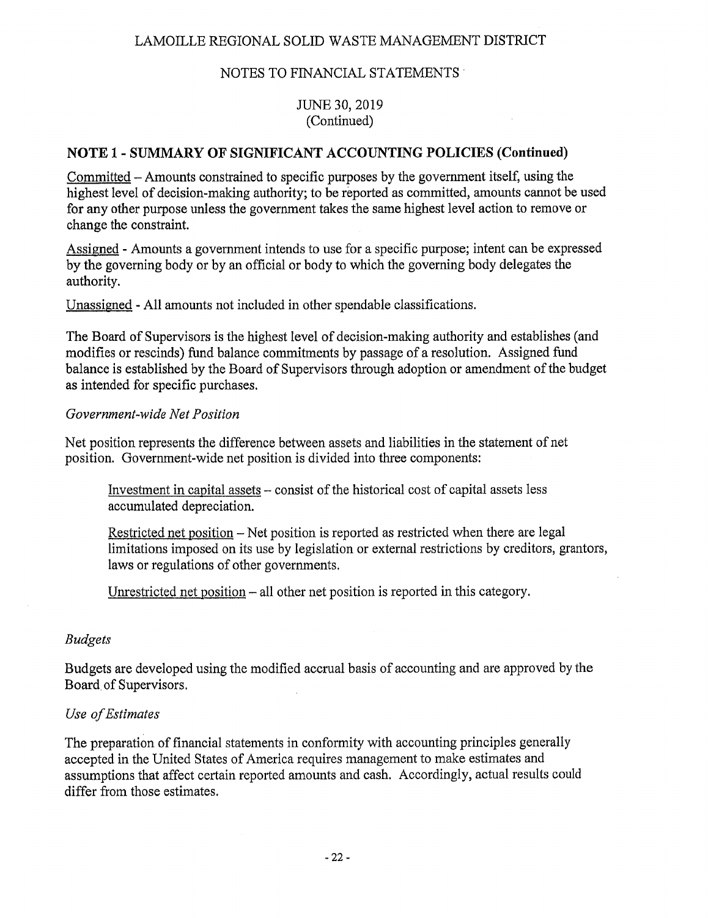## NOTE 1 - SUMMARY OF SIGNIFICANT ACCOUNTING POLICIES (Continued)

Committed – Amounts constrained to specific purposes by the government itself, using the highest level of decision-making authority; to be reported as committed, amounts cannot be used for any other purpose unless the government takes the same highest level action to remove or change the constraint.

Assigned - Amounts a government intends to use for a specific purpose; intent can be expressed by the governing body or by an official or body to which the governing body delegates the authority.

Unassigned - All amounts not included in other spendable classifications.

The Board of Supervisors is the highest level of decision-making authority and establishes (and modifies or rescinds) fund balance commitments by passage of a resolution. Assigned fund balance is established by the Board of Supervisors through adoption or amendment of the budget as intended for specific purchases.

*Government-wide Net Position*

Net position represents the difference between assets and liabilities in the statement of net position. Government-wide net position is divided into three components:

Investment in capital assets – consist of the historical cost of capital assets less accumulated depreciation.

Restricted net position – Net position is reported as restricted when there are legal limitations imposed on its use by legislation or external restrictions by creditors, grantors, laws or regulations of other governments.

Unrestricted net position – all other net position is reported in this category.

*Budgets*

Budgets are developed using the modified accrual basis of accounting and are approved by the Board of Supervisors.

*Use of Estimates*

The preparation of financial statements in conformity with accounting principles generally accepted in the United States of America requires management to make estimates and assumptions that affect certain reported amounts and cash. Accordingly, actual results could differ from those estimates.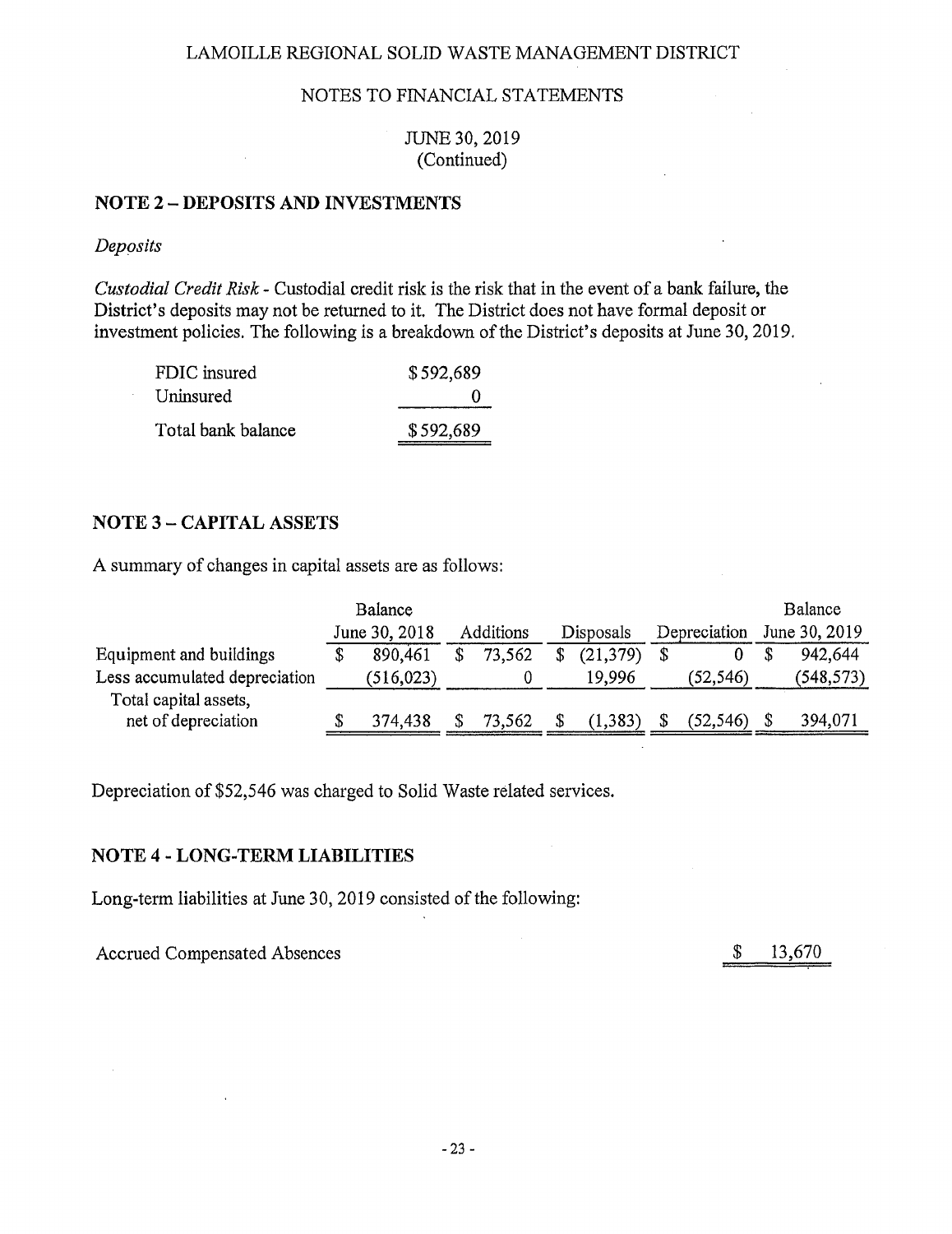LAMOILLE REGIONAL SOLID WASTE MANAGEMENT DISTRICT

NOTES TO FINANCIAL STATEMENTS

JUNE 30, 2019
(Continued)

## NOTE 2 – DEPOSITS AND INVESTMENTS

*Deposits*

*Custodial Credit Risk* - Custodial credit risk is the risk that in the event of a bank failure, the District's deposits may not be returned to it. The District does not have formal deposit or investment policies. The following is a breakdown of the District's deposits at June 30, 2019.

| | |
|---|---|
| FDIC insured | $592,689 |
| Uninsured | 0 |
| Total bank balance | $592,689 |

## NOTE 3 – CAPITAL ASSETS

A summary of changes in capital assets are as follows:

| | Balance June 30, 2018 | Additions | Disposals | Depreciation | Balance June 30, 2019 |
|---|---|---|---|---|---|
| Equipment and buildings | $ 890,461 | $ 73,562 | $ (21,379) | $ 0 | $ 942,644 |
| Less accumulated depreciation | (516,023) | 0 | 19,996 | (52,546) | (548,573) |
| Total capital assets, net of depreciation | $ 374,438 | $ 73,562 | $ (1,383) | $ (52,546) | $ 394,071 |

Depreciation of $52,546 was charged to Solid Waste related services.

## NOTE 4 - LONG-TERM LIABILITIES

Long-term liabilities at June 30, 2019 consisted of the following:

| | |
|---|---|
| Accrued Compensated Absences | $ 13,670 |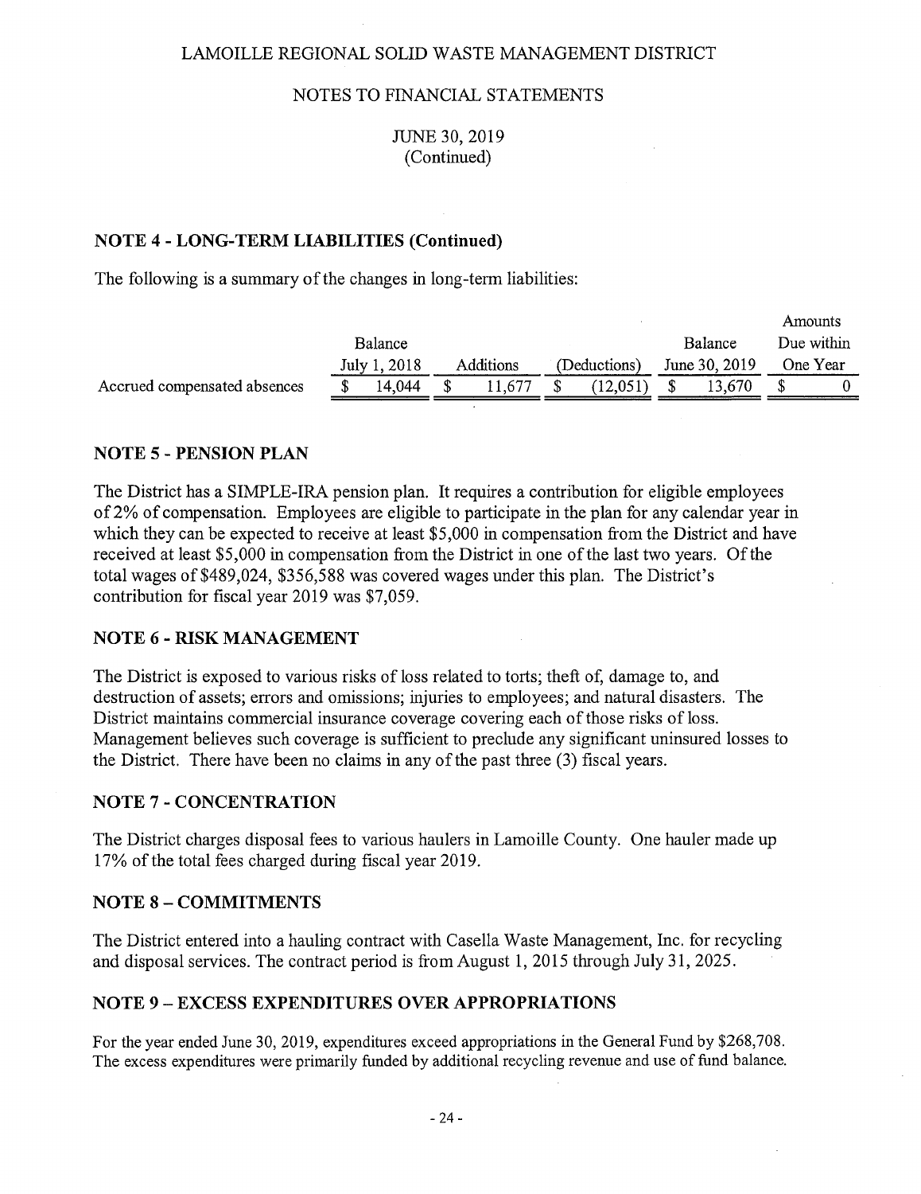LAMOILLE REGIONAL SOLID WASTE MANAGEMENT DISTRICT

NOTES TO FINANCIAL STATEMENTS

JUNE 30, 2019
(Continued)

## NOTE 4 - LONG-TERM LIABILITIES (Continued)

The following is a summary of the changes in long-term liabilities:

| | Balance July 1, 2018 | Additions | (Deductions) | Balance June 30, 2019 | Amounts Due within One Year |
|---|---|---|---|---|---|
| Accrued compensated absences | $ 14,044 | $ 11,677 | $ (12,051) | $ 13,670 | $ 0 |

## NOTE 5 - PENSION PLAN

The District has a SIMPLE-IRA pension plan. It requires a contribution for eligible employees of 2% of compensation. Employees are eligible to participate in the plan for any calendar year in which they can be expected to receive at least $5,000 in compensation from the District and have received at least $5,000 in compensation from the District in one of the last two years. Of the total wages of $489,024, $356,588 was covered wages under this plan. The District's contribution for fiscal year 2019 was $7,059.

## NOTE 6 - RISK MANAGEMENT

The District is exposed to various risks of loss related to torts; theft of, damage to, and destruction of assets; errors and omissions; injuries to employees; and natural disasters. The District maintains commercial insurance coverage covering each of those risks of loss. Management believes such coverage is sufficient to preclude any significant uninsured losses to the District. There have been no claims in any of the past three (3) fiscal years.

## NOTE 7 - CONCENTRATION

The District charges disposal fees to various haulers in Lamoille County. One hauler made up 17% of the total fees charged during fiscal year 2019.

## NOTE 8 – COMMITMENTS

The District entered into a hauling contract with Casella Waste Management, Inc. for recycling and disposal services. The contract period is from August 1, 2015 through July 31, 2025.

## NOTE 9 – EXCESS EXPENDITURES OVER APPROPRIATIONS

For the year ended June 30, 2019, expenditures exceed appropriations in the General Fund by $268,708. The excess expenditures were primarily funded by additional recycling revenue and use of fund balance.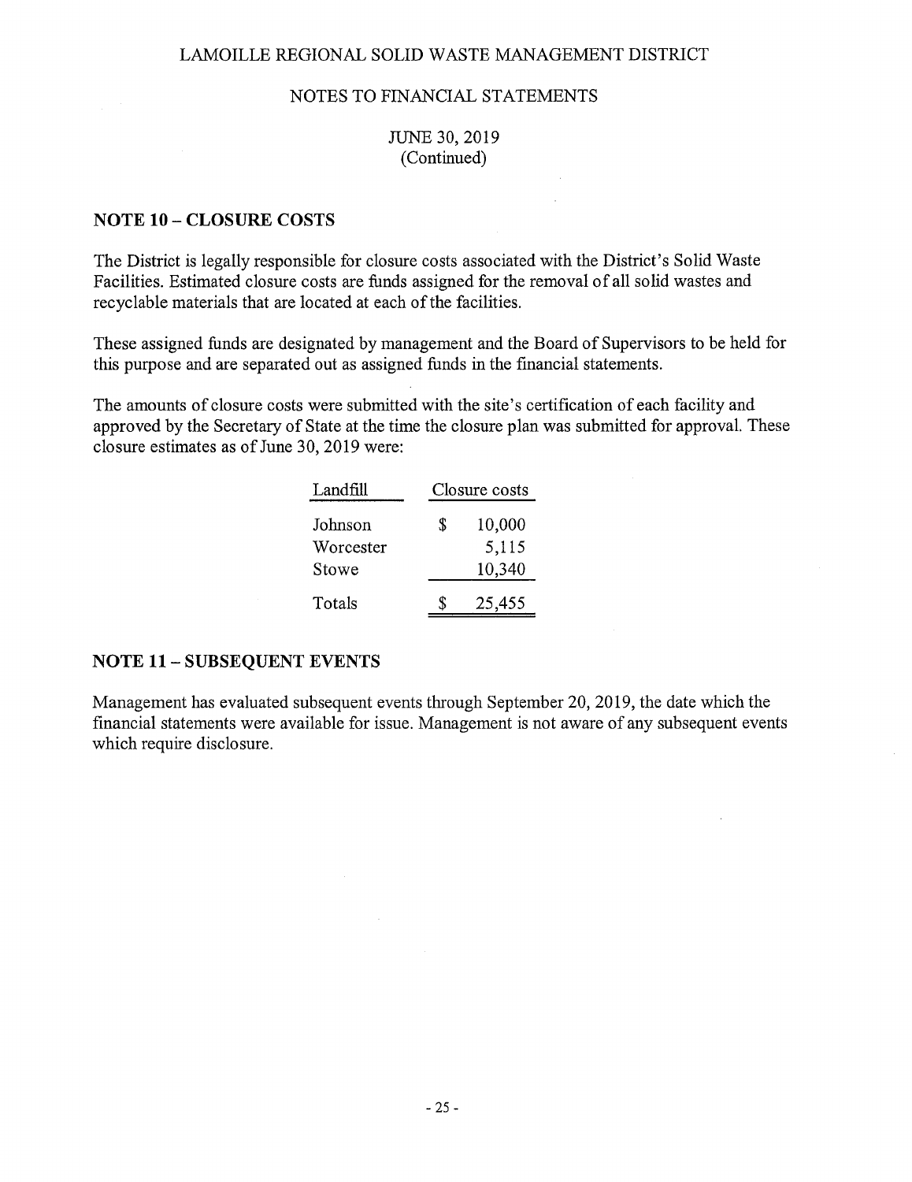LAMOILLE REGIONAL SOLID WASTE MANAGEMENT DISTRICT

NOTES TO FINANCIAL STATEMENTS

JUNE 30, 2019
(Continued)

## NOTE 10 – CLOSURE COSTS

The District is legally responsible for closure costs associated with the District's Solid Waste Facilities. Estimated closure costs are funds assigned for the removal of all solid wastes and recyclable materials that are located at each of the facilities.

These assigned funds are designated by management and the Board of Supervisors to be held for this purpose and are separated out as assigned funds in the financial statements.

The amounts of closure costs were submitted with the site's certification of each facility and approved by the Secretary of State at the time the closure plan was submitted for approval. These closure estimates as of June 30, 2019 were:

| Landfill | Closure costs |
|---|---|
| Johnson | $ 10,000 |
| Worcester | 5,115 |
| Stowe | 10,340 |
| Totals | $ 25,455 |

## NOTE 11 – SUBSEQUENT EVENTS

Management has evaluated subsequent events through September 20, 2019, the date which the financial statements were available for issue. Management is not aware of any subsequent events which require disclosure.